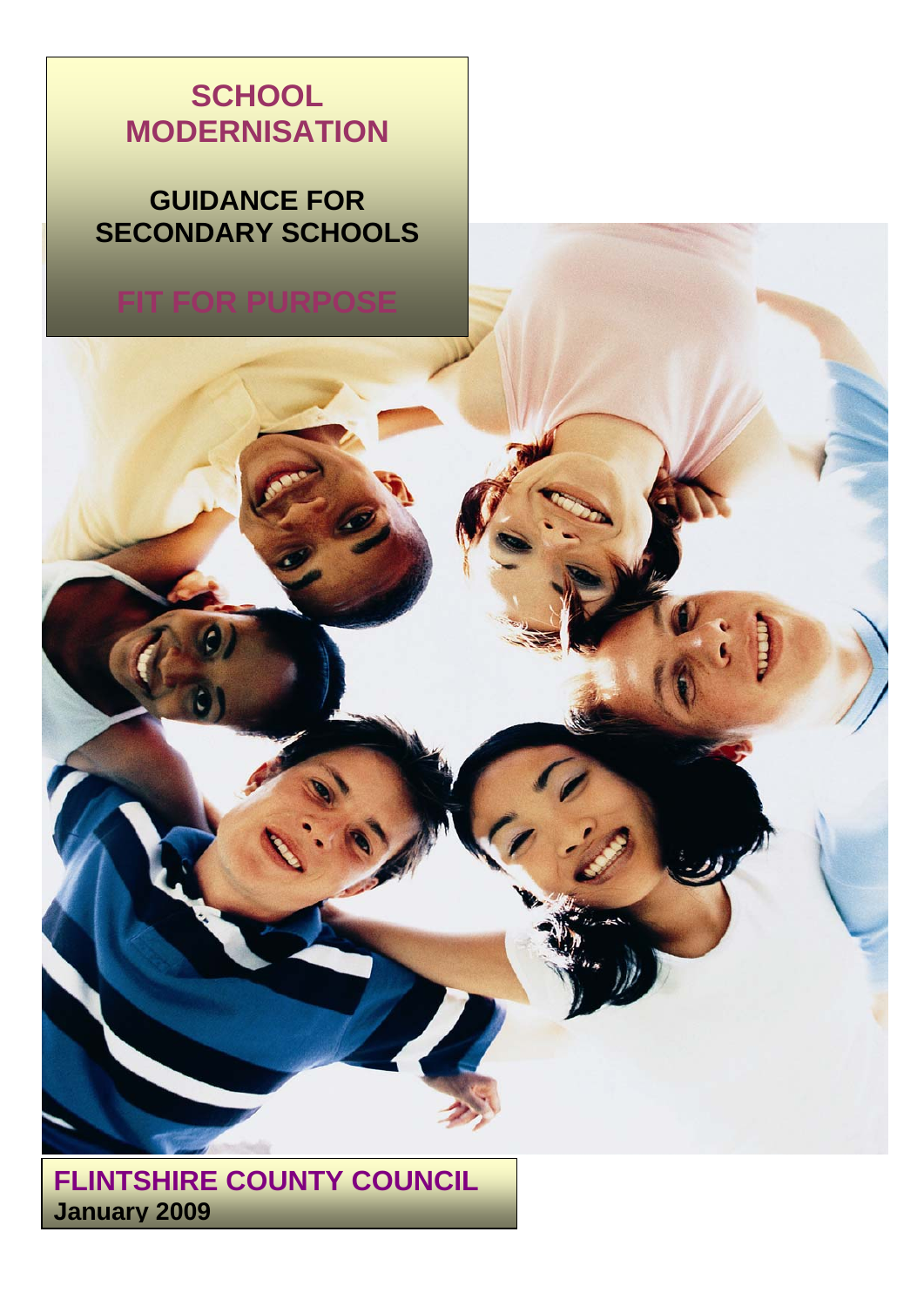# SCHOOL MODERNISATION

## GUIDANCE FOR SECONDARY SCHOOLS

## FIT FOR PURPOSE

**FLINTSHIRE COUNTY COUNCIL**
**January 2009**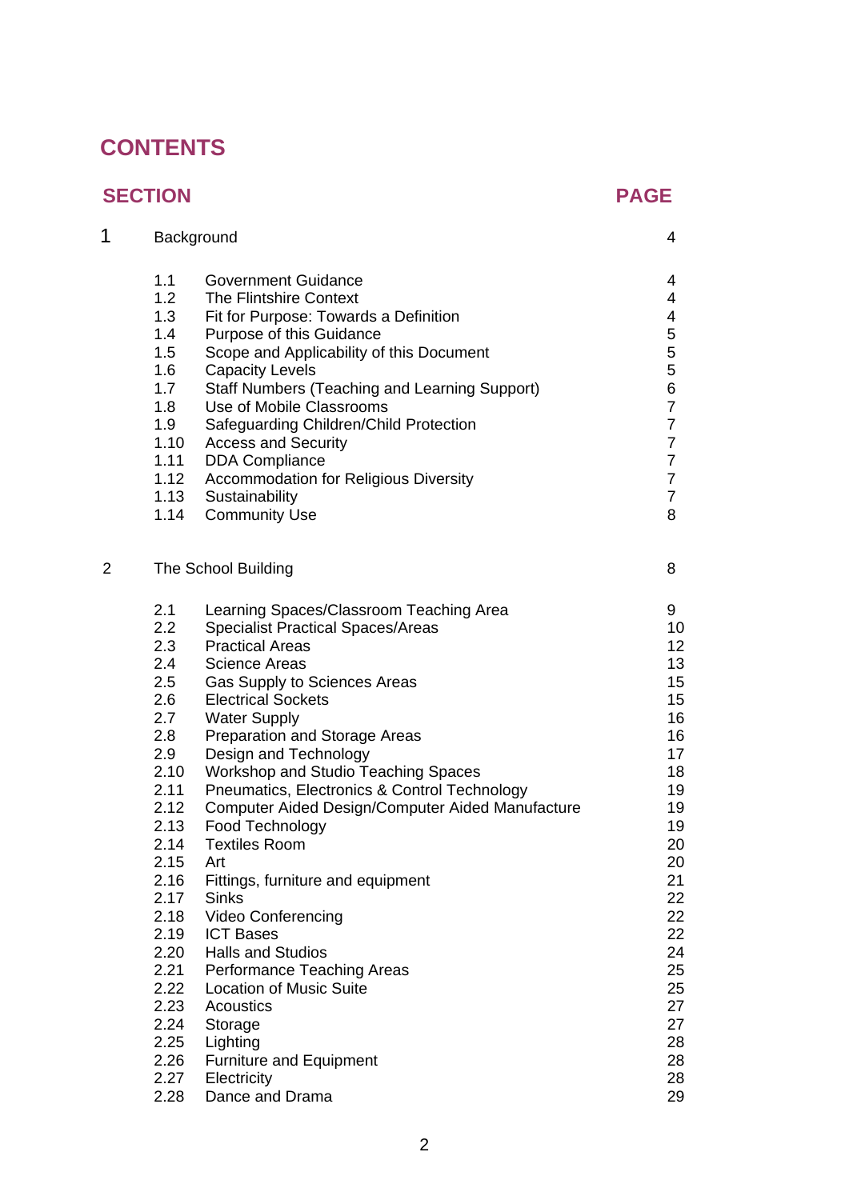# CONTENTS

| SECTION | | PAGE |
|---|---|---|
| **1** | **Background** | **4** |
| 1.1 | Government Guidance | 4 |
| 1.2 | The Flintshire Context | 4 |
| 1.3 | Fit for Purpose: Towards a Definition | 4 |
| 1.4 | Purpose of this Guidance | 5 |
| 1.5 | Scope and Applicability of this Document | 5 |
| 1.6 | Capacity Levels | 5 |
| 1.7 | Staff Numbers (Teaching and Learning Support) | 6 |
| 1.8 | Use of Mobile Classrooms | 7 |
| 1.9 | Safeguarding Children/Child Protection | 7 |
| 1.10 | Access and Security | 7 |
| 1.11 | DDA Compliance | 7 |
| 1.12 | Accommodation for Religious Diversity | 7 |
| 1.13 | Sustainability | 7 |
| 1.14 | Community Use | 8 |
| **2** | **The School Building** | **8** |
| 2.1 | Learning Spaces/Classroom Teaching Area | 9 |
| 2.2 | Specialist Practical Spaces/Areas | 10 |
| 2.3 | Practical Areas | 12 |
| 2.4 | Science Areas | 13 |
| 2.5 | Gas Supply to Sciences Areas | 15 |
| 2.6 | Electrical Sockets | 15 |
| 2.7 | Water Supply | 16 |
| 2.8 | Preparation and Storage Areas | 16 |
| 2.9 | Design and Technology | 17 |
| 2.10 | Workshop and Studio Teaching Spaces | 18 |
| 2.11 | Pneumatics, Electronics & Control Technology | 19 |
| 2.12 | Computer Aided Design/Computer Aided Manufacture | 19 |
| 2.13 | Food Technology | 19 |
| 2.14 | Textiles Room | 20 |
| 2.15 | Art | 20 |
| 2.16 | Fittings, furniture and equipment | 21 |
| 2.17 | Sinks | 22 |
| 2.18 | Video Conferencing | 22 |
| 2.19 | ICT Bases | 22 |
| 2.20 | Halls and Studios | 24 |
| 2.21 | Performance Teaching Areas | 25 |
| 2.22 | Location of Music Suite | 25 |
| 2.23 | Acoustics | 27 |
| 2.24 | Storage | 27 |
| 2.25 | Lighting | 28 |
| 2.26 | Furniture and Equipment | 28 |
| 2.27 | Electricity | 28 |
| 2.28 | Dance and Drama | 29 |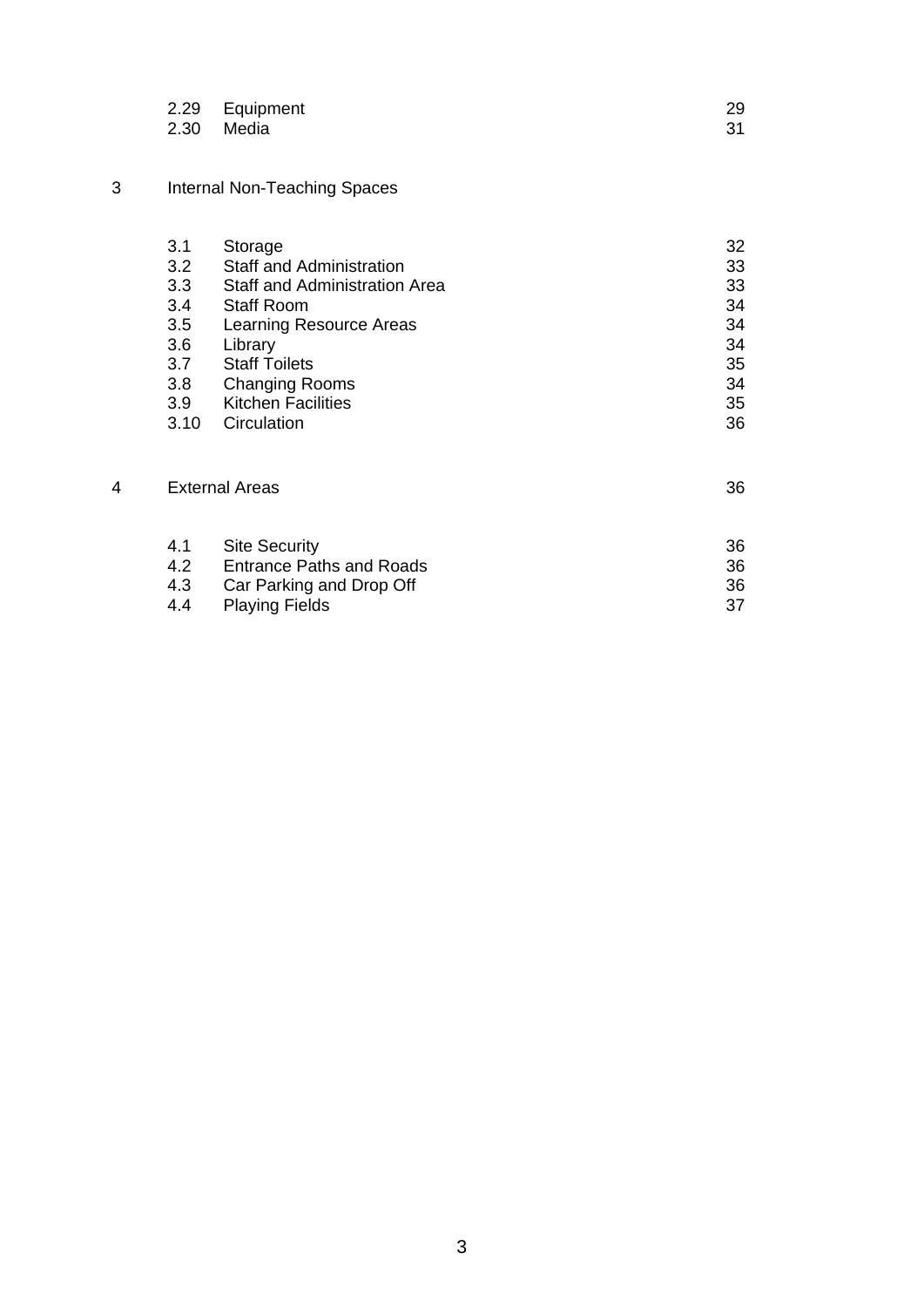| | | |
|---|---|---|
| 2.29 | Equipment | 29 |
| 2.30 | Media | 31 |

**3 Internal Non-Teaching Spaces**

| | | |
|---|---|---|
| 3.1 | Storage | 32 |
| 3.2 | Staff and Administration | 33 |
| 3.3 | Staff and Administration Area | 33 |
| 3.4 | Staff Room | 34 |
| 3.5 | Learning Resource Areas | 34 |
| 3.6 | Library | 34 |
| 3.7 | Staff Toilets | 35 |
| 3.8 | Changing Rooms | 34 |
| 3.9 | Kitchen Facilities | 35 |
| 3.10 | Circulation | 36 |

**4 External Areas** 36

| | | |
|---|---|---|
| 4.1 | Site Security | 36 |
| 4.2 | Entrance Paths and Roads | 36 |
| 4.3 | Car Parking and Drop Off | 36 |
| 4.4 | Playing Fields | 37 |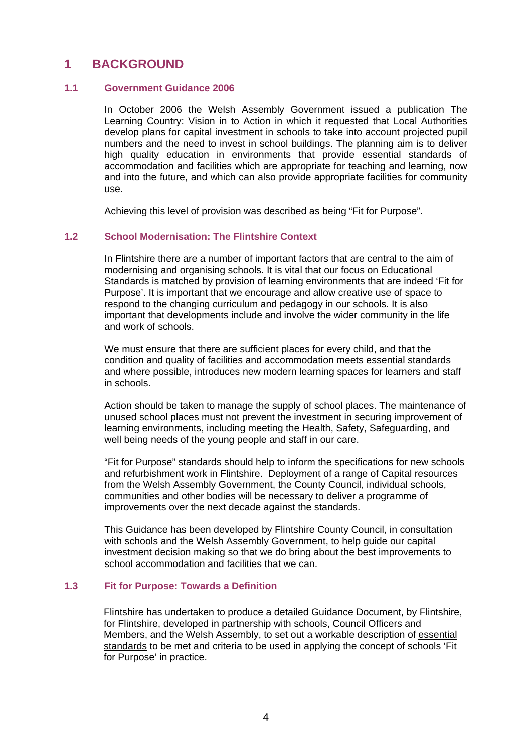# 1 BACKGROUND

## 1.1 Government Guidance 2006

In October 2006 the Welsh Assembly Government issued a publication The Learning Country: Vision in to Action in which it requested that Local Authorities develop plans for capital investment in schools to take into account projected pupil numbers and the need to invest in school buildings. The planning aim is to deliver high quality education in environments that provide essential standards of accommodation and facilities which are appropriate for teaching and learning, now and into the future, and which can also provide appropriate facilities for community use.

Achieving this level of provision was described as being “Fit for Purpose”.

## 1.2 School Modernisation: The Flintshire Context

In Flintshire there are a number of important factors that are central to the aim of modernising and organising schools. It is vital that our focus on Educational Standards is matched by provision of learning environments that are indeed ‘Fit for Purpose’. It is important that we encourage and allow creative use of space to respond to the changing curriculum and pedagogy in our schools. It is also important that developments include and involve the wider community in the life and work of schools.

We must ensure that there are sufficient places for every child, and that the condition and quality of facilities and accommodation meets essential standards and where possible, introduces new modern learning spaces for learners and staff in schools.

Action should be taken to manage the supply of school places. The maintenance of unused school places must not prevent the investment in securing improvement of learning environments, including meeting the Health, Safety, Safeguarding, and well being needs of the young people and staff in our care.

“Fit for Purpose” standards should help to inform the specifications for new schools and refurbishment work in Flintshire. Deployment of a range of Capital resources from the Welsh Assembly Government, the County Council, individual schools, communities and other bodies will be necessary to deliver a programme of improvements over the next decade against the standards.

This Guidance has been developed by Flintshire County Council, in consultation with schools and the Welsh Assembly Government, to help guide our capital investment decision making so that we do bring about the best improvements to school accommodation and facilities that we can.

## 1.3 Fit for Purpose: Towards a Definition

Flintshire has undertaken to produce a detailed Guidance Document, by Flintshire, for Flintshire, developed in partnership with schools, Council Officers and Members, and the Welsh Assembly, to set out a workable description of <u>essential standards</u> to be met and criteria to be used in applying the concept of schools ‘Fit for Purpose’ in practice.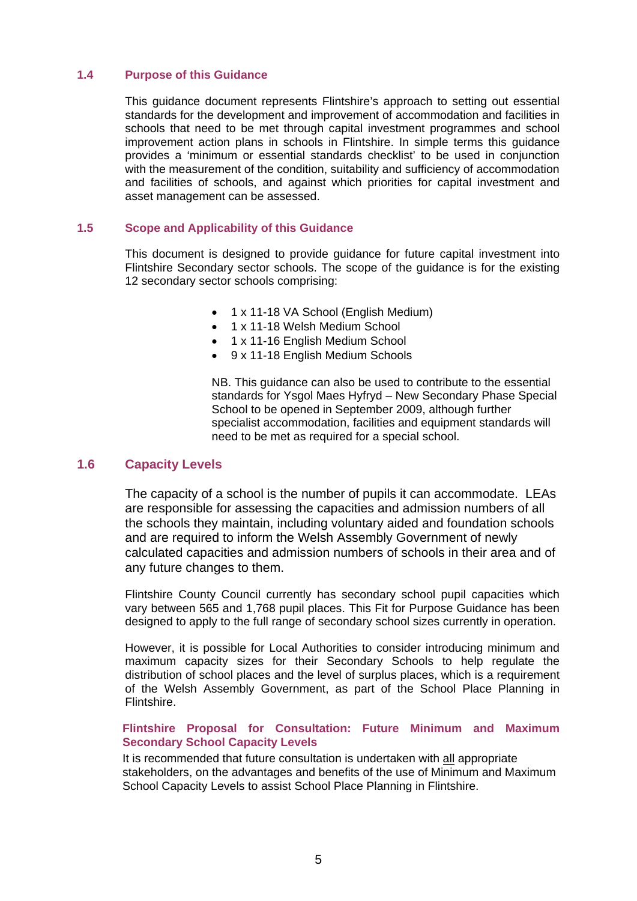## 1.4 Purpose of this Guidance

This guidance document represents Flintshire's approach to setting out essential standards for the development and improvement of accommodation and facilities in schools that need to be met through capital investment programmes and school improvement action plans in schools in Flintshire. In simple terms this guidance provides a 'minimum or essential standards checklist' to be used in conjunction with the measurement of the condition, suitability and sufficiency of accommodation and facilities of schools, and against which priorities for capital investment and asset management can be assessed.

## 1.5 Scope and Applicability of this Guidance

This document is designed to provide guidance for future capital investment into Flintshire Secondary sector schools. The scope of the guidance is for the existing 12 secondary sector schools comprising:

- 1 x 11-18 VA School (English Medium)
- 1 x 11-18 Welsh Medium School
- 1 x 11-16 English Medium School
- 9 x 11-18 English Medium Schools

NB. This guidance can also be used to contribute to the essential standards for Ysgol Maes Hyfryd – New Secondary Phase Special School to be opened in September 2009, although further specialist accommodation, facilities and equipment standards will need to be met as required for a special school.

## 1.6 Capacity Levels

The capacity of a school is the number of pupils it can accommodate. LEAs are responsible for assessing the capacities and admission numbers of all the schools they maintain, including voluntary aided and foundation schools and are required to inform the Welsh Assembly Government of newly calculated capacities and admission numbers of schools in their area and of any future changes to them.

Flintshire County Council currently has secondary school pupil capacities which vary between 565 and 1,768 pupil places. This Fit for Purpose Guidance has been designed to apply to the full range of secondary school sizes currently in operation.

However, it is possible for Local Authorities to consider introducing minimum and maximum capacity sizes for their Secondary Schools to help regulate the distribution of school places and the level of surplus places, which is a requirement of the Welsh Assembly Government, as part of the School Place Planning in Flintshire.

### Flintshire Proposal for Consultation: Future Minimum and Maximum Secondary School Capacity Levels

It is recommended that future consultation is undertaken with all appropriate stakeholders, on the advantages and benefits of the use of Minimum and Maximum School Capacity Levels to assist School Place Planning in Flintshire.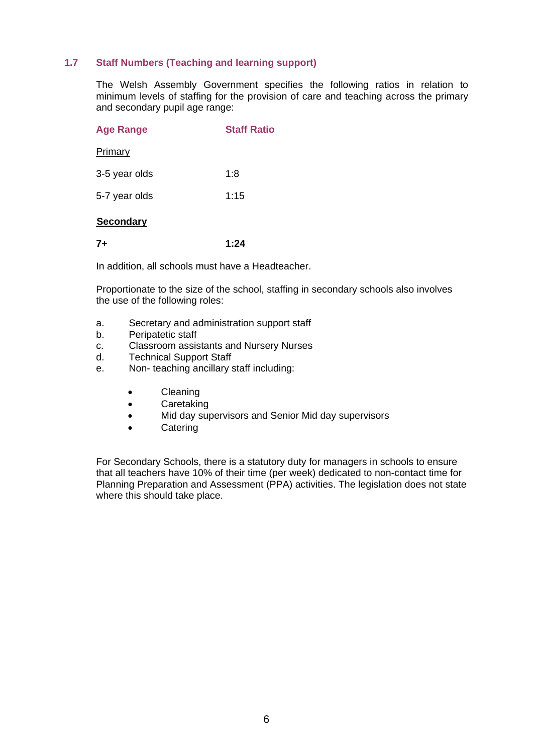### 1.7 Staff Numbers (Teaching and learning support)

The Welsh Assembly Government specifies the following ratios in relation to minimum levels of staffing for the provision of care and teaching across the primary and secondary pupil age range:

| Age Range | Staff Ratio |
|---|---|
| Primary | |
| 3-5 year olds | 1:8 |
| 5-7 year olds | 1:15 |
| **Secondary** | |
| **7+** | **1:24** |

In addition, all schools must have a Headteacher.

Proportionate to the size of the school, staffing in secondary schools also involves the use of the following roles:

a. Secretary and administration support staff
b. Peripatetic staff
c. Classroom assistants and Nursery Nurses
d. Technical Support Staff
e. Non- teaching ancillary staff including:

- Cleaning
- Caretaking
- Mid day supervisors and Senior Mid day supervisors
- Catering

For Secondary Schools, there is a statutory duty for managers in schools to ensure that all teachers have 10% of their time (per week) dedicated to non-contact time for Planning Preparation and Assessment (PPA) activities. The legislation does not state where this should take place.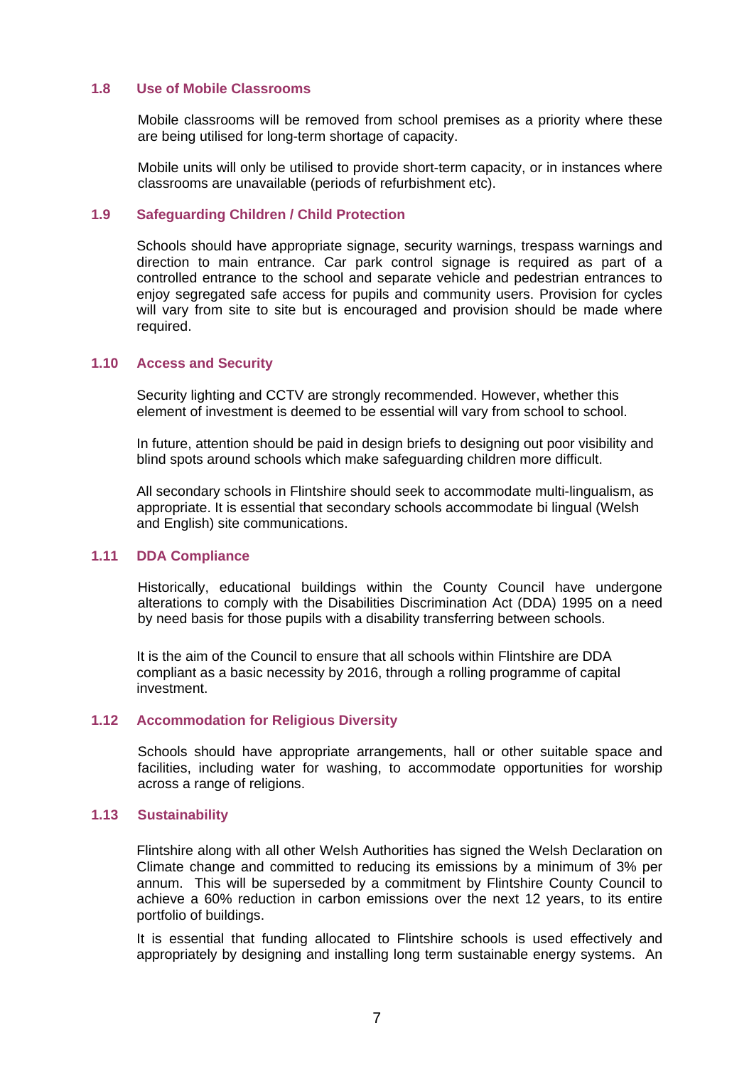### 1.8 Use of Mobile Classrooms

Mobile classrooms will be removed from school premises as a priority where these are being utilised for long-term shortage of capacity.

Mobile units will only be utilised to provide short-term capacity, or in instances where classrooms are unavailable (periods of refurbishment etc).

### 1.9 Safeguarding Children / Child Protection

Schools should have appropriate signage, security warnings, trespass warnings and direction to main entrance. Car park control signage is required as part of a controlled entrance to the school and separate vehicle and pedestrian entrances to enjoy segregated safe access for pupils and community users. Provision for cycles will vary from site to site but is encouraged and provision should be made where required.

### 1.10 Access and Security

Security lighting and CCTV are strongly recommended. However, whether this element of investment is deemed to be essential will vary from school to school.

In future, attention should be paid in design briefs to designing out poor visibility and blind spots around schools which make safeguarding children more difficult.

All secondary schools in Flintshire should seek to accommodate multi-lingualism, as appropriate. It is essential that secondary schools accommodate bi lingual (Welsh and English) site communications.

### 1.11 DDA Compliance

Historically, educational buildings within the County Council have undergone alterations to comply with the Disabilities Discrimination Act (DDA) 1995 on a need by need basis for those pupils with a disability transferring between schools.

It is the aim of the Council to ensure that all schools within Flintshire are DDA compliant as a basic necessity by 2016, through a rolling programme of capital investment.

### 1.12 Accommodation for Religious Diversity

Schools should have appropriate arrangements, hall or other suitable space and facilities, including water for washing, to accommodate opportunities for worship across a range of religions.

### 1.13 Sustainability

Flintshire along with all other Welsh Authorities has signed the Welsh Declaration on Climate change and committed to reducing its emissions by a minimum of 3% per annum. This will be superseded by a commitment by Flintshire County Council to achieve a 60% reduction in carbon emissions over the next 12 years, to its entire portfolio of buildings.

It is essential that funding allocated to Flintshire schools is used effectively and appropriately by designing and installing long term sustainable energy systems. An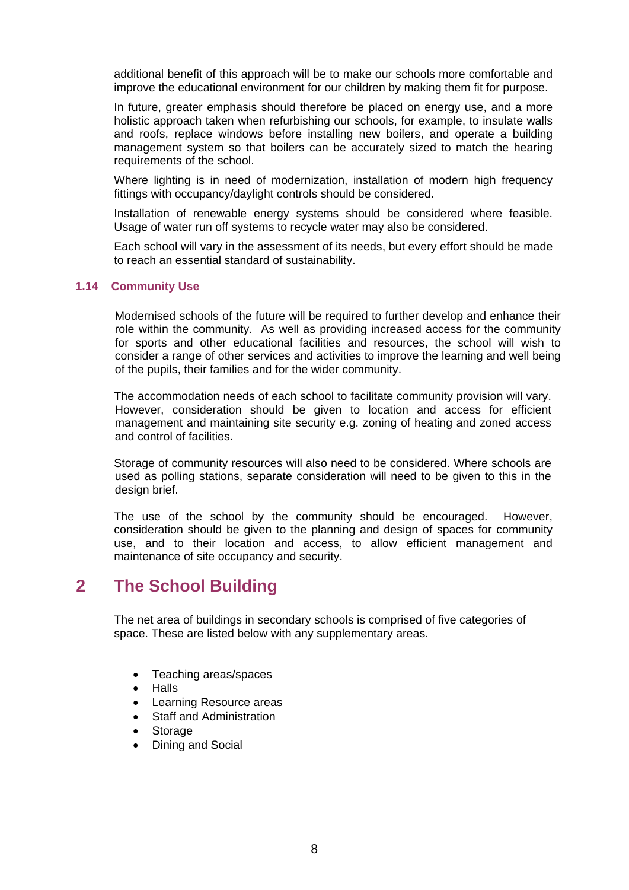additional benefit of this approach will be to make our schools more comfortable and improve the educational environment for our children by making them fit for purpose.

In future, greater emphasis should therefore be placed on energy use, and a more holistic approach taken when refurbishing our schools, for example, to insulate walls and roofs, replace windows before installing new boilers, and operate a building management system so that boilers can be accurately sized to match the hearing requirements of the school.

Where lighting is in need of modernization, installation of modern high frequency fittings with occupancy/daylight controls should be considered.

Installation of renewable energy systems should be considered where feasible. Usage of water run off systems to recycle water may also be considered.

Each school will vary in the assessment of its needs, but every effort should be made to reach an essential standard of sustainability.

### 1.14 Community Use

Modernised schools of the future will be required to further develop and enhance their role within the community. As well as providing increased access for the community for sports and other educational facilities and resources, the school will wish to consider a range of other services and activities to improve the learning and well being of the pupils, their families and for the wider community.

The accommodation needs of each school to facilitate community provision will vary. However, consideration should be given to location and access for efficient management and maintaining site security e.g. zoning of heating and zoned access and control of facilities.

Storage of community resources will also need to be considered. Where schools are used as polling stations, separate consideration will need to be given to this in the design brief.

The use of the school by the community should be encouraged. However, consideration should be given to the planning and design of spaces for community use, and to their location and access, to allow efficient management and maintenance of site occupancy and security.

## 2 The School Building

The net area of buildings in secondary schools is comprised of five categories of space. These are listed below with any supplementary areas.

- Teaching areas/spaces
- Halls
- Learning Resource areas
- Staff and Administration
- Storage
- Dining and Social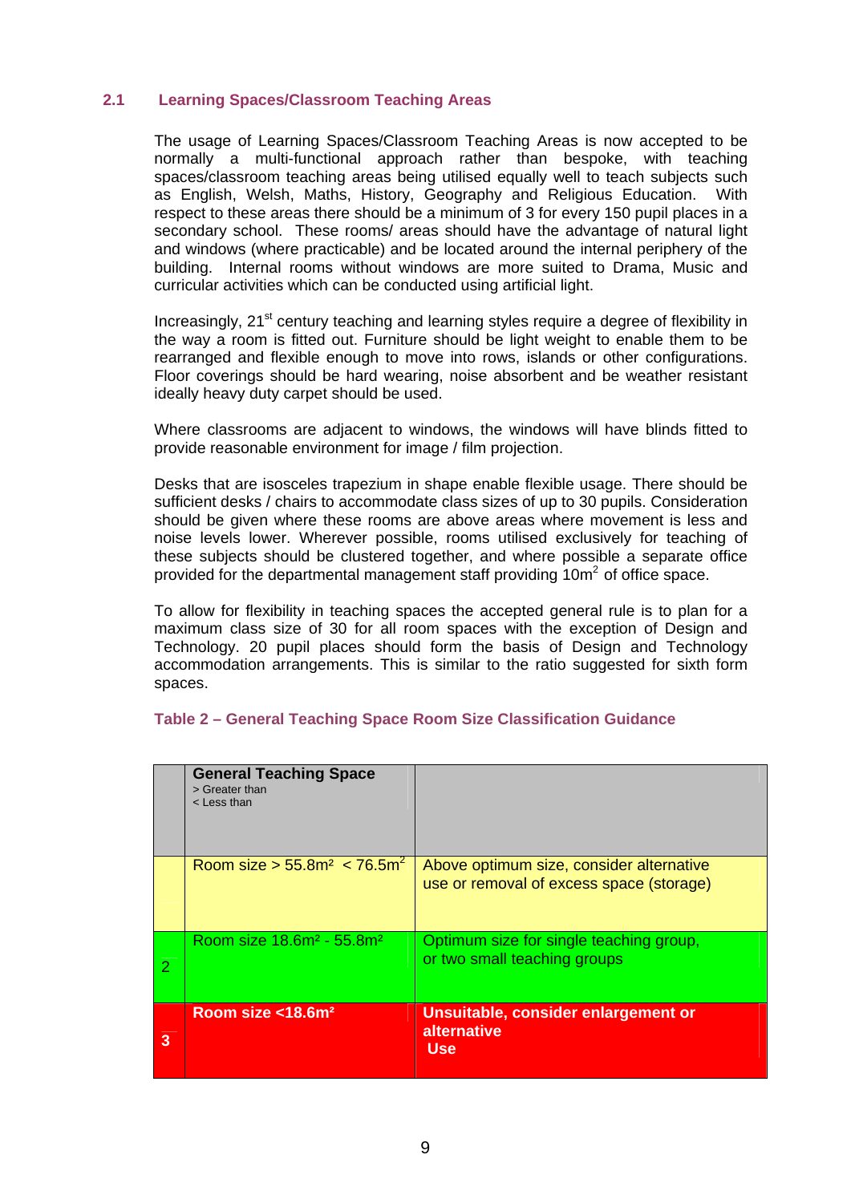## 2.1 Learning Spaces/Classroom Teaching Areas

The usage of Learning Spaces/Classroom Teaching Areas is now accepted to be normally a multi-functional approach rather than bespoke, with teaching spaces/classroom teaching areas being utilised equally well to teach subjects such as English, Welsh, Maths, History, Geography and Religious Education. With respect to these areas there should be a minimum of 3 for every 150 pupil places in a secondary school. These rooms/ areas should have the advantage of natural light and windows (where practicable) and be located around the internal periphery of the building. Internal rooms without windows are more suited to Drama, Music and curricular activities which can be conducted using artificial light.

Increasingly, 21st century teaching and learning styles require a degree of flexibility in the way a room is fitted out. Furniture should be light weight to enable them to be rearranged and flexible enough to move into rows, islands or other configurations. Floor coverings should be hard wearing, noise absorbent and be weather resistant ideally heavy duty carpet should be used.

Where classrooms are adjacent to windows, the windows will have blinds fitted to provide reasonable environment for image / film projection.

Desks that are isosceles trapezium in shape enable flexible usage. There should be sufficient desks / chairs to accommodate class sizes of up to 30 pupils. Consideration should be given where these rooms are above areas where movement is less and noise levels lower. Wherever possible, rooms utilised exclusively for teaching of these subjects should be clustered together, and where possible a separate office provided for the departmental management staff providing 10m$^2$ of office space.

To allow for flexibility in teaching spaces the accepted general rule is to plan for a maximum class size of 30 for all room spaces with the exception of Design and Technology. 20 pupil places should form the basis of Design and Technology accommodation arrangements. This is similar to the ratio suggested for sixth form spaces.

**Table 2 – General Teaching Space Room Size Classification Guidance**

| | **General Teaching Space**<br>> Greater than<br>< Less than | |
|---|---|---|
| | Room size > 55.8m² < 76.5m² | Above optimum size, consider alternative use or removal of excess space (storage) |
| 2 | Room size 18.6m² - 55.8m² | Optimum size for single teaching group, or two small teaching groups |
| **3** | **Room size <18.6m²** | **Unsuitable, consider enlargement or alternative Use** |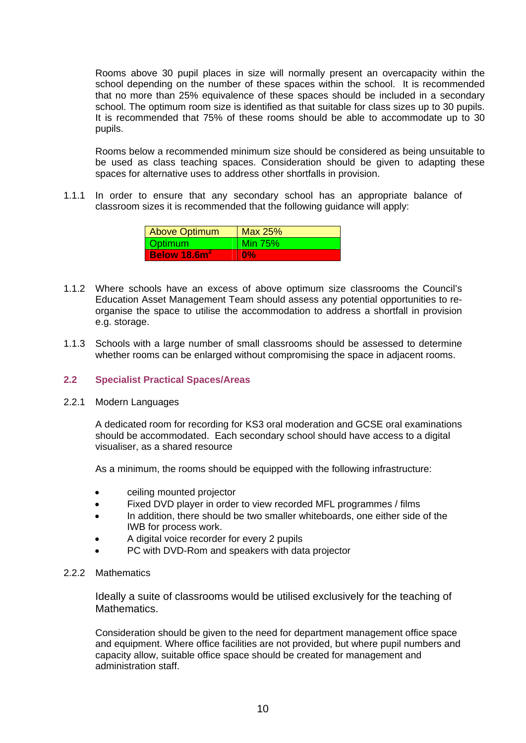Rooms above 30 pupil places in size will normally present an overcapacity within the school depending on the number of these spaces within the school. It is recommended that no more than 25% equivalence of these spaces should be included in a secondary school. The optimum room size is identified as that suitable for class sizes up to 30 pupils. It is recommended that 75% of these rooms should be able to accommodate up to 30 pupils.

Rooms below a recommended minimum size should be considered as being unsuitable to be used as class teaching spaces. Consideration should be given to adapting these spaces for alternative uses to address other shortfalls in provision.

1.1.1 In order to ensure that any secondary school has an appropriate balance of classroom sizes it is recommended that the following guidance will apply:

| Above Optimum | Max 25% |
|---|---|
| Optimum | Min 75% |
| **Below 18.6m$^2$** | **0%** |

1.1.2 Where schools have an excess of above optimum size classrooms the Council's Education Asset Management Team should assess any potential opportunities to re-organise the space to utilise the accommodation to address a shortfall in provision e.g. storage.

1.1.3 Schools with a large number of small classrooms should be assessed to determine whether rooms can be enlarged without compromising the space in adjacent rooms.

## 2.2 Specialist Practical Spaces/Areas

2.2.1 Modern Languages

A dedicated room for recording for KS3 oral moderation and GCSE oral examinations should be accommodated. Each secondary school should have access to a digital visualiser, as a shared resource

As a minimum, the rooms should be equipped with the following infrastructure:

- ceiling mounted projector
- Fixed DVD player in order to view recorded MFL programmes / films
- In addition, there should be two smaller whiteboards, one either side of the IWB for process work.
- A digital voice recorder for every 2 pupils
- PC with DVD-Rom and speakers with data projector

2.2.2 Mathematics

Ideally a suite of classrooms would be utilised exclusively for the teaching of Mathematics.

Consideration should be given to the need for department management office space and equipment. Where office facilities are not provided, but where pupil numbers and capacity allow, suitable office space should be created for management and administration staff.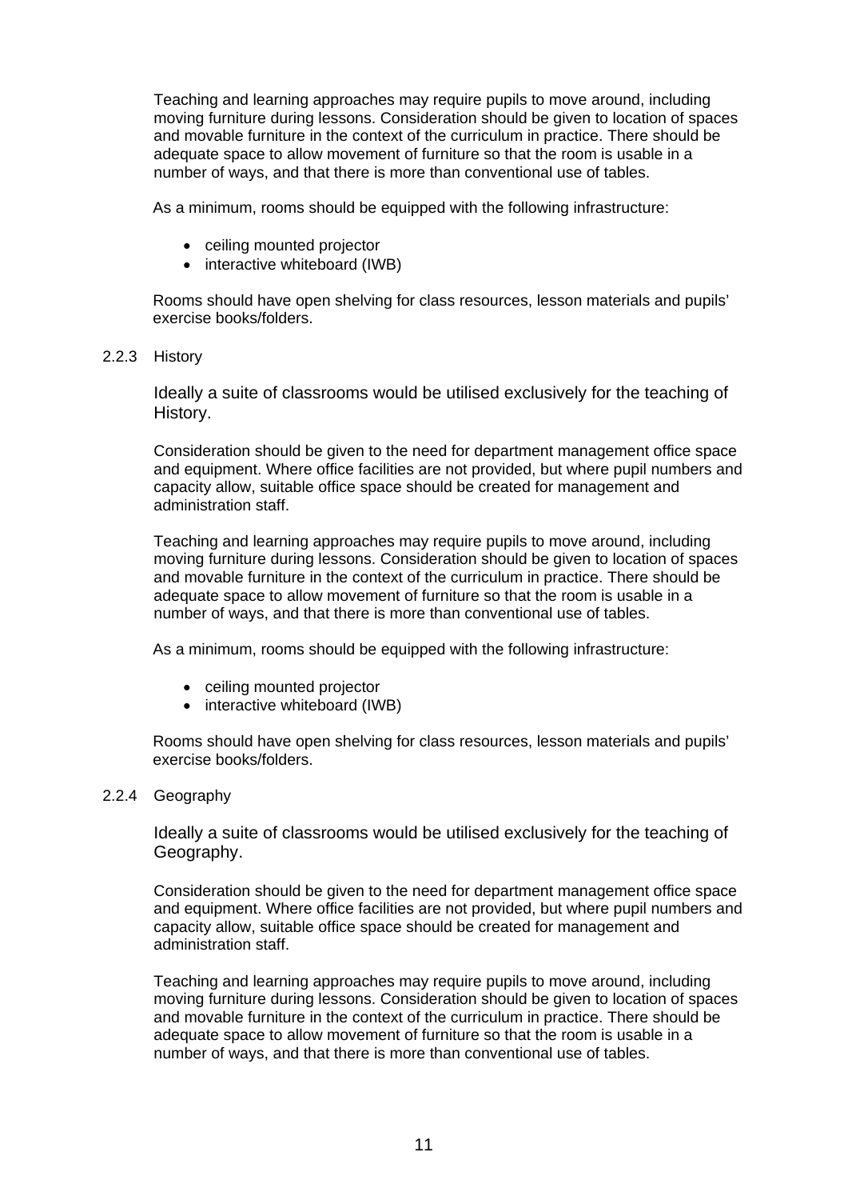Teaching and learning approaches may require pupils to move around, including moving furniture during lessons. Consideration should be given to location of spaces and movable furniture in the context of the curriculum in practice. There should be adequate space to allow movement of furniture so that the room is usable in a number of ways, and that there is more than conventional use of tables.

As a minimum, rooms should be equipped with the following infrastructure:

- ceiling mounted projector
- interactive whiteboard (IWB)

Rooms should have open shelving for class resources, lesson materials and pupils' exercise books/folders.

### 2.2.3 History

Ideally a suite of classrooms would be utilised exclusively for the teaching of History.

Consideration should be given to the need for department management office space and equipment. Where office facilities are not provided, but where pupil numbers and capacity allow, suitable office space should be created for management and administration staff.

Teaching and learning approaches may require pupils to move around, including moving furniture during lessons. Consideration should be given to location of spaces and movable furniture in the context of the curriculum in practice. There should be adequate space to allow movement of furniture so that the room is usable in a number of ways, and that there is more than conventional use of tables.

As a minimum, rooms should be equipped with the following infrastructure:

- ceiling mounted projector
- interactive whiteboard (IWB)

Rooms should have open shelving for class resources, lesson materials and pupils' exercise books/folders.

### 2.2.4 Geography

Ideally a suite of classrooms would be utilised exclusively for the teaching of Geography.

Consideration should be given to the need for department management office space and equipment. Where office facilities are not provided, but where pupil numbers and capacity allow, suitable office space should be created for management and administration staff.

Teaching and learning approaches may require pupils to move around, including moving furniture during lessons. Consideration should be given to location of spaces and movable furniture in the context of the curriculum in practice. There should be adequate space to allow movement of furniture so that the room is usable in a number of ways, and that there is more than conventional use of tables.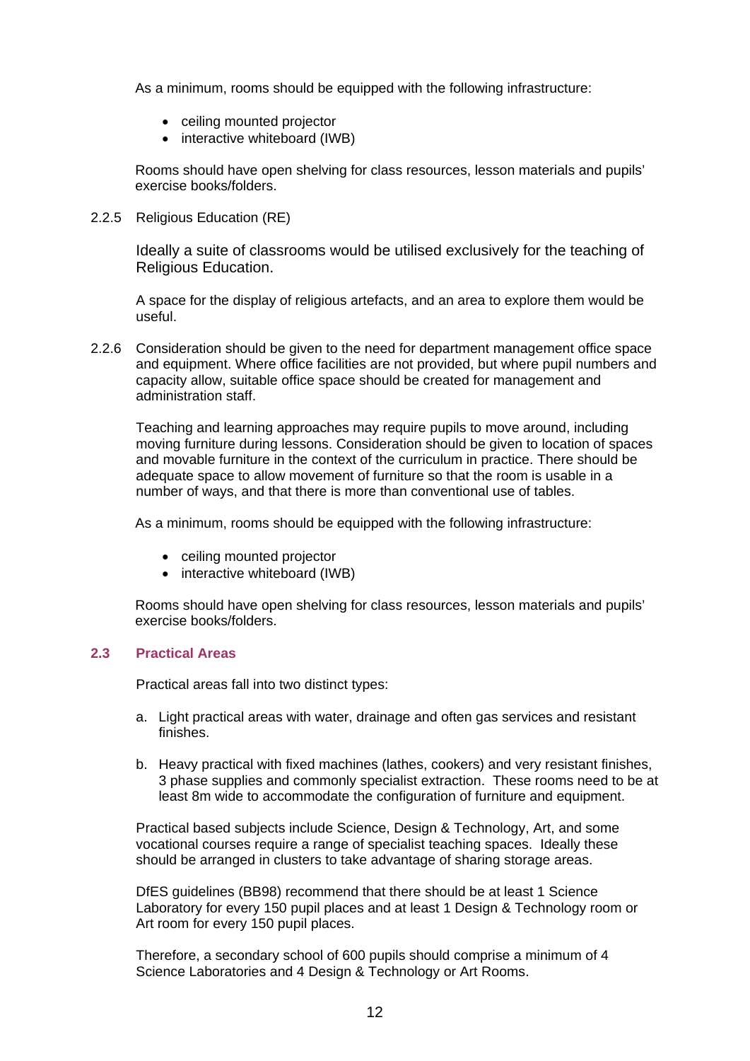As a minimum, rooms should be equipped with the following infrastructure:

- ceiling mounted projector
- interactive whiteboard (IWB)

Rooms should have open shelving for class resources, lesson materials and pupils' exercise books/folders.

2.2.5 Religious Education (RE)

Ideally a suite of classrooms would be utilised exclusively for the teaching of Religious Education.

A space for the display of religious artefacts, and an area to explore them would be useful.

2.2.6 Consideration should be given to the need for department management office space and equipment. Where office facilities are not provided, but where pupil numbers and capacity allow, suitable office space should be created for management and administration staff.

Teaching and learning approaches may require pupils to move around, including moving furniture during lessons. Consideration should be given to location of spaces and movable furniture in the context of the curriculum in practice. There should be adequate space to allow movement of furniture so that the room is usable in a number of ways, and that there is more than conventional use of tables.

As a minimum, rooms should be equipped with the following infrastructure:

- ceiling mounted projector
- interactive whiteboard (IWB)

Rooms should have open shelving for class resources, lesson materials and pupils' exercise books/folders.

### 2.3 Practical Areas

Practical areas fall into two distinct types:

a. Light practical areas with water, drainage and often gas services and resistant finishes.

b. Heavy practical with fixed machines (lathes, cookers) and very resistant finishes, 3 phase supplies and commonly specialist extraction. These rooms need to be at least 8m wide to accommodate the configuration of furniture and equipment.

Practical based subjects include Science, Design & Technology, Art, and some vocational courses require a range of specialist teaching spaces. Ideally these should be arranged in clusters to take advantage of sharing storage areas.

DfES guidelines (BB98) recommend that there should be at least 1 Science Laboratory for every 150 pupil places and at least 1 Design & Technology room or Art room for every 150 pupil places.

Therefore, a secondary school of 600 pupils should comprise a minimum of 4 Science Laboratories and 4 Design & Technology or Art Rooms.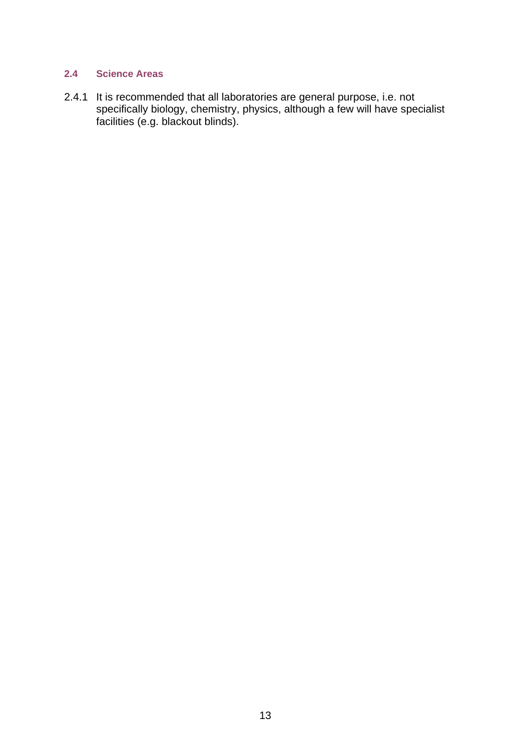### 2.4 Science Areas

2.4.1 It is recommended that all laboratories are general purpose, i.e. not specifically biology, chemistry, physics, although a few will have specialist facilities (e.g. blackout blinds).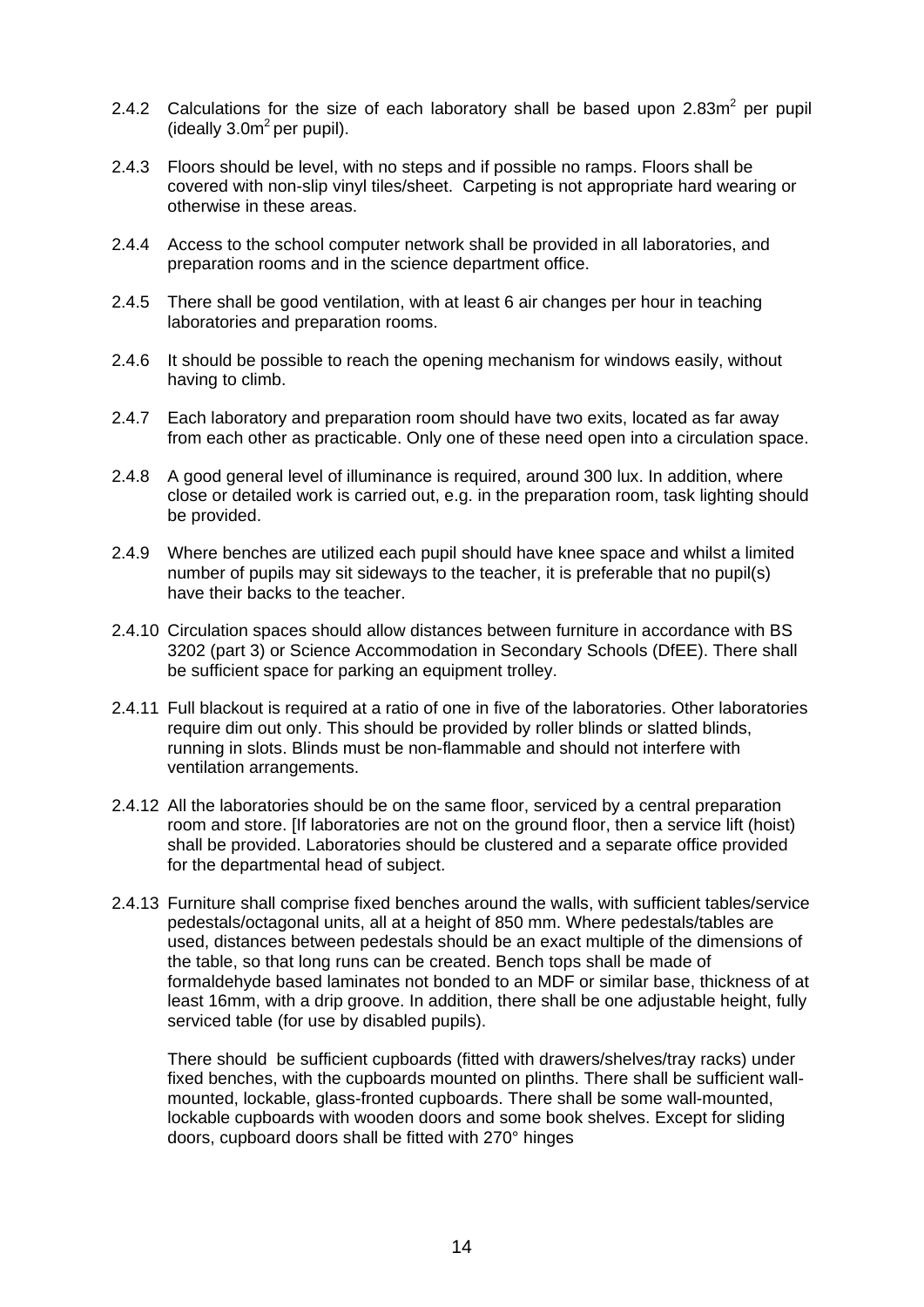2.4.2 Calculations for the size of each laboratory shall be based upon 2.83m$^2$ per pupil (ideally 3.0m$^2$ per pupil).

2.4.3 Floors should be level, with no steps and if possible no ramps. Floors shall be covered with non-slip vinyl tiles/sheet. Carpeting is not appropriate hard wearing or otherwise in these areas.

2.4.4 Access to the school computer network shall be provided in all laboratories, and preparation rooms and in the science department office.

2.4.5 There shall be good ventilation, with at least 6 air changes per hour in teaching laboratories and preparation rooms.

2.4.6 It should be possible to reach the opening mechanism for windows easily, without having to climb.

2.4.7 Each laboratory and preparation room should have two exits, located as far away from each other as practicable. Only one of these need open into a circulation space.

2.4.8 A good general level of illuminance is required, around 300 lux. In addition, where close or detailed work is carried out, e.g. in the preparation room, task lighting should be provided.

2.4.9 Where benches are utilized each pupil should have knee space and whilst a limited number of pupils may sit sideways to the teacher, it is preferable that no pupil(s) have their backs to the teacher.

2.4.10 Circulation spaces should allow distances between furniture in accordance with BS 3202 (part 3) or Science Accommodation in Secondary Schools (DfEE). There shall be sufficient space for parking an equipment trolley.

2.4.11 Full blackout is required at a ratio of one in five of the laboratories. Other laboratories require dim out only. This should be provided by roller blinds or slatted blinds, running in slots. Blinds must be non-flammable and should not interfere with ventilation arrangements.

2.4.12 All the laboratories should be on the same floor, serviced by a central preparation room and store. [If laboratories are not on the ground floor, then a service lift (hoist) shall be provided. Laboratories should be clustered and a separate office provided for the departmental head of subject.

2.4.13 Furniture shall comprise fixed benches around the walls, with sufficient tables/service pedestals/octagonal units, all at a height of 850 mm. Where pedestals/tables are used, distances between pedestals should be an exact multiple of the dimensions of the table, so that long runs can be created. Bench tops shall be made of formaldehyde based laminates not bonded to an MDF or similar base, thickness of at least 16mm, with a drip groove. In addition, there shall be one adjustable height, fully serviced table (for use by disabled pupils).

There should be sufficient cupboards (fitted with drawers/shelves/tray racks) under fixed benches, with the cupboards mounted on plinths. There shall be sufficient wall-mounted, lockable, glass-fronted cupboards. There shall be some wall-mounted, lockable cupboards with wooden doors and some book shelves. Except for sliding doors, cupboard doors shall be fitted with 270° hinges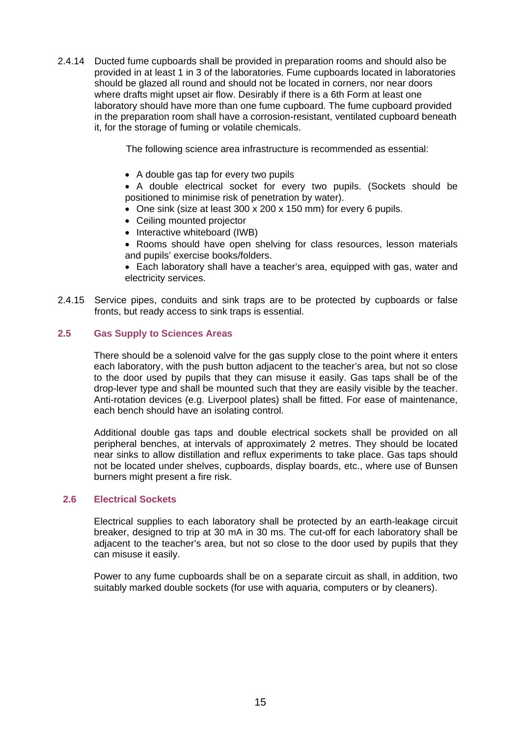2.4.14 Ducted fume cupboards shall be provided in preparation rooms and should also be provided in at least 1 in 3 of the laboratories. Fume cupboards located in laboratories should be glazed all round and should not be located in corners, nor near doors where drafts might upset air flow. Desirably if there is a 6th Form at least one laboratory should have more than one fume cupboard. The fume cupboard provided in the preparation room shall have a corrosion-resistant, ventilated cupboard beneath it, for the storage of fuming or volatile chemicals.

The following science area infrastructure is recommended as essential:

- A double gas tap for every two pupils
- A double electrical socket for every two pupils. (Sockets should be positioned to minimise risk of penetration by water).
- One sink (size at least 300 x 200 x 150 mm) for every 6 pupils.
- Ceiling mounted projector
- Interactive whiteboard (IWB)
- Rooms should have open shelving for class resources, lesson materials and pupils' exercise books/folders.
- Each laboratory shall have a teacher's area, equipped with gas, water and electricity services.

2.4.15 Service pipes, conduits and sink traps are to be protected by cupboards or false fronts, but ready access to sink traps is essential.

## 2.5 Gas Supply to Sciences Areas

There should be a solenoid valve for the gas supply close to the point where it enters each laboratory, with the push button adjacent to the teacher's area, but not so close to the door used by pupils that they can misuse it easily. Gas taps shall be of the drop-lever type and shall be mounted such that they are easily visible by the teacher. Anti-rotation devices (e.g. Liverpool plates) shall be fitted. For ease of maintenance, each bench should have an isolating control.

Additional double gas taps and double electrical sockets shall be provided on all peripheral benches, at intervals of approximately 2 metres. They should be located near sinks to allow distillation and reflux experiments to take place. Gas taps should not be located under shelves, cupboards, display boards, etc., where use of Bunsen burners might present a fire risk.

## 2.6 Electrical Sockets

Electrical supplies to each laboratory shall be protected by an earth-leakage circuit breaker, designed to trip at 30 mA in 30 ms. The cut-off for each laboratory shall be adjacent to the teacher's area, but not so close to the door used by pupils that they can misuse it easily.

Power to any fume cupboards shall be on a separate circuit as shall, in addition, two suitably marked double sockets (for use with aquaria, computers or by cleaners).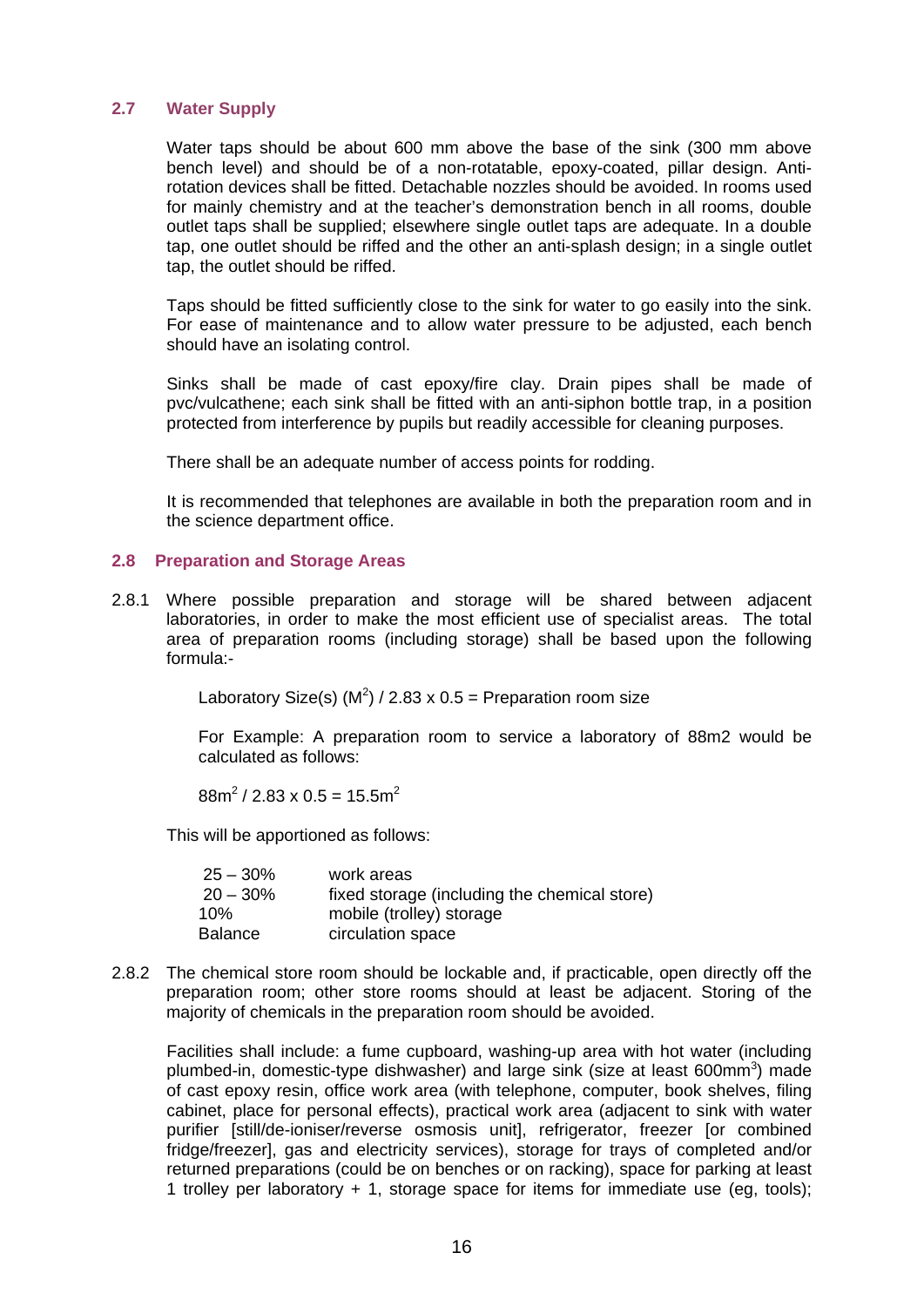### 2.7 Water Supply

Water taps should be about 600 mm above the base of the sink (300 mm above bench level) and should be of a non-rotatable, epoxy-coated, pillar design. Anti-rotation devices shall be fitted. Detachable nozzles should be avoided. In rooms used for mainly chemistry and at the teacher's demonstration bench in all rooms, double outlet taps shall be supplied; elsewhere single outlet taps are adequate. In a double tap, one outlet should be riffed and the other an anti-splash design; in a single outlet tap, the outlet should be riffed.

Taps should be fitted sufficiently close to the sink for water to go easily into the sink. For ease of maintenance and to allow water pressure to be adjusted, each bench should have an isolating control.

Sinks shall be made of cast epoxy/fire clay. Drain pipes shall be made of pvc/vulcathene; each sink shall be fitted with an anti-siphon bottle trap, in a position protected from interference by pupils but readily accessible for cleaning purposes.

There shall be an adequate number of access points for rodding.

It is recommended that telephones are available in both the preparation room and in the science department office.

### 2.8 Preparation and Storage Areas

2.8.1 Where possible preparation and storage will be shared between adjacent laboratories, in order to make the most efficient use of specialist areas. The total area of preparation rooms (including storage) shall be based upon the following formula:-

Laboratory Size(s) ($M^2$) / 2.83 x 0.5 = Preparation room size

For Example: A preparation room to service a laboratory of 88m2 would be calculated as follows:

$88m^2$ / 2.83 x 0.5 = $15.5m^2$

This will be apportioned as follows:

| | |
|---|---|
| 25 – 30% | work areas |
| 20 – 30% | fixed storage (including the chemical store) |
| 10% | mobile (trolley) storage |
| Balance | circulation space |

2.8.2 The chemical store room should be lockable and, if practicable, open directly off the preparation room; other store rooms should at least be adjacent. Storing of the majority of chemicals in the preparation room should be avoided.

Facilities shall include: a fume cupboard, washing-up area with hot water (including plumbed-in, domestic-type dishwasher) and large sink (size at least $600mm^3$) made of cast epoxy resin, office work area (with telephone, computer, book shelves, filing cabinet, place for personal effects), practical work area (adjacent to sink with water purifier [still/de-ioniser/reverse osmosis unit], refrigerator, freezer [or combined fridge/freezer], gas and electricity services), storage for trays of completed and/or returned preparations (could be on benches or on racking), space for parking at least 1 trolley per laboratory + 1, storage space for items for immediate use (eg, tools);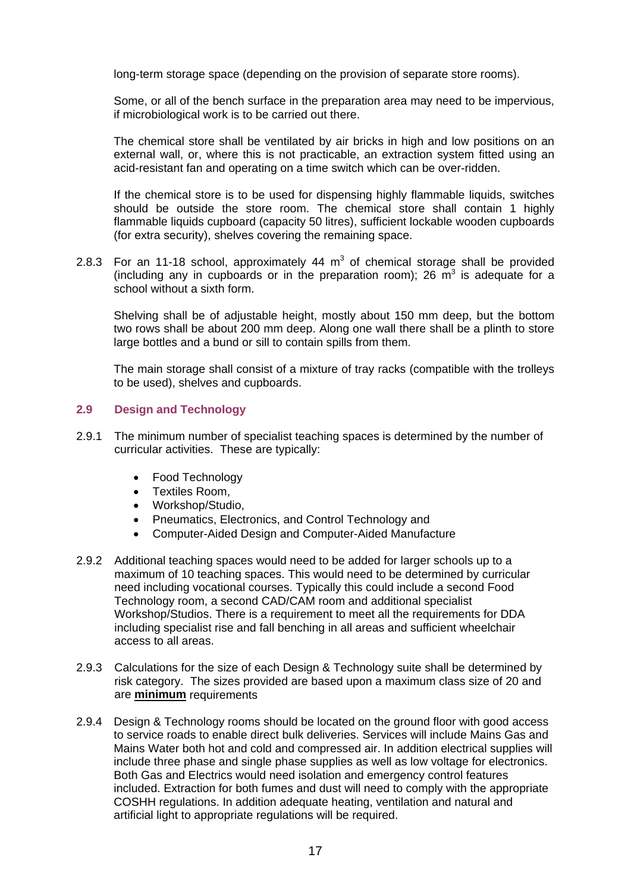long-term storage space (depending on the provision of separate store rooms).

Some, or all of the bench surface in the preparation area may need to be impervious, if microbiological work is to be carried out there.

The chemical store shall be ventilated by air bricks in high and low positions on an external wall, or, where this is not practicable, an extraction system fitted using an acid-resistant fan and operating on a time switch which can be over-ridden.

If the chemical store is to be used for dispensing highly flammable liquids, switches should be outside the store room. The chemical store shall contain 1 highly flammable liquids cupboard (capacity 50 litres), sufficient lockable wooden cupboards (for extra security), shelves covering the remaining space.

2.8.3 For an 11-18 school, approximately 44 $m^3$ of chemical storage shall be provided (including any in cupboards or in the preparation room); 26 $m^3$ is adequate for a school without a sixth form.

Shelving shall be of adjustable height, mostly about 150 mm deep, but the bottom two rows shall be about 200 mm deep. Along one wall there shall be a plinth to store large bottles and a bund or sill to contain spills from them.

The main storage shall consist of a mixture of tray racks (compatible with the trolleys to be used), shelves and cupboards.

## 2.9 Design and Technology

2.9.1 The minimum number of specialist teaching spaces is determined by the number of curricular activities. These are typically:

- Food Technology
- Textiles Room,
- Workshop/Studio,
- Pneumatics, Electronics, and Control Technology and
- Computer-Aided Design and Computer-Aided Manufacture

2.9.2 Additional teaching spaces would need to be added for larger schools up to a maximum of 10 teaching spaces. This would need to be determined by curricular need including vocational courses. Typically this could include a second Food Technology room, a second CAD/CAM room and additional specialist Workshop/Studios. There is a requirement to meet all the requirements for DDA including specialist rise and fall benching in all areas and sufficient wheelchair access to all areas.

2.9.3 Calculations for the size of each Design & Technology suite shall be determined by risk category. The sizes provided are based upon a maximum class size of 20 and are **minimum** requirements

2.9.4 Design & Technology rooms should be located on the ground floor with good access to service roads to enable direct bulk deliveries. Services will include Mains Gas and Mains Water both hot and cold and compressed air. In addition electrical supplies will include three phase and single phase supplies as well as low voltage for electronics. Both Gas and Electrics would need isolation and emergency control features included. Extraction for both fumes and dust will need to comply with the appropriate COSHH regulations. In addition adequate heating, ventilation and natural and artificial light to appropriate regulations will be required.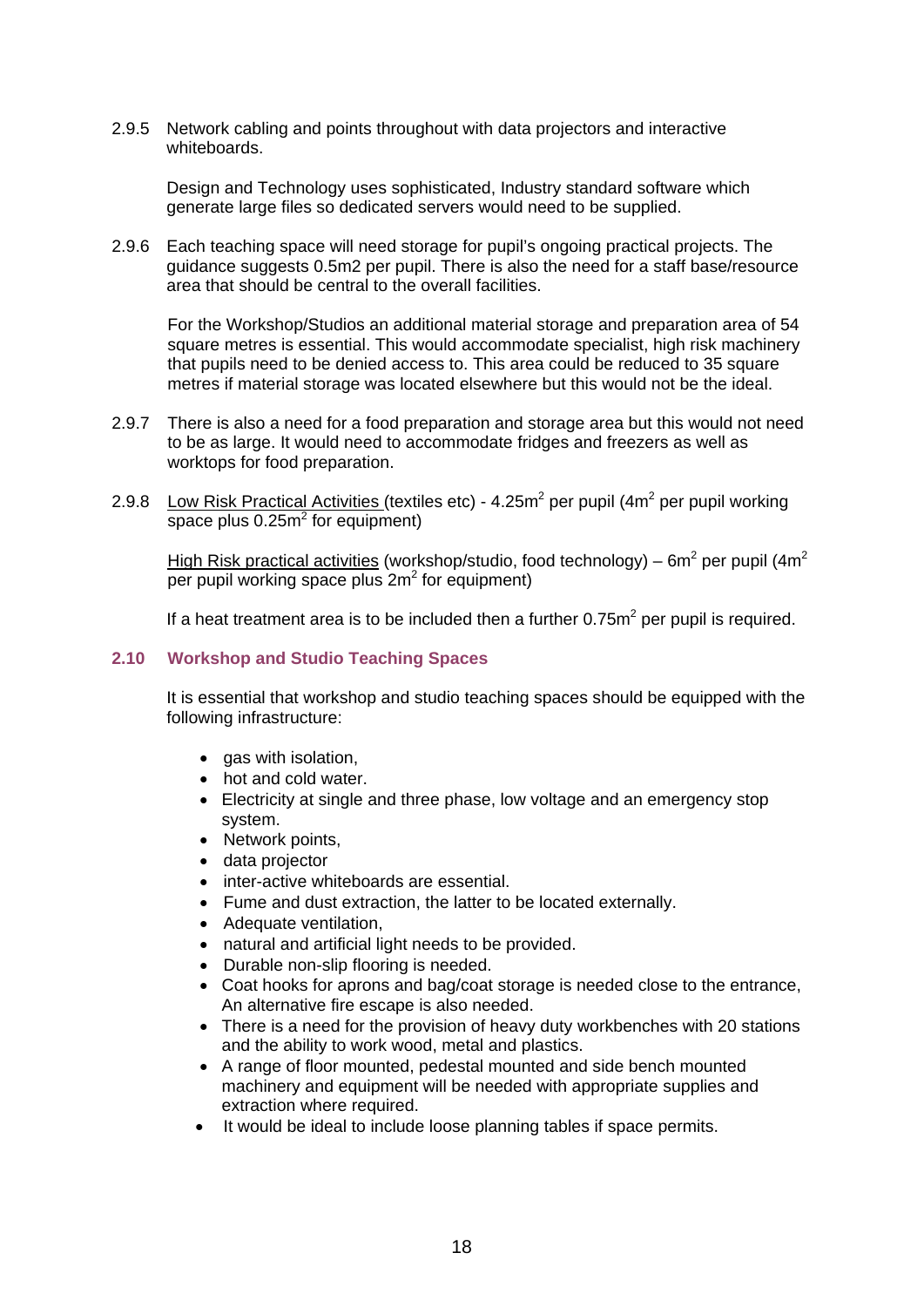2.9.5 Network cabling and points throughout with data projectors and interactive whiteboards.

Design and Technology uses sophisticated, Industry standard software which generate large files so dedicated servers would need to be supplied.

2.9.6 Each teaching space will need storage for pupil's ongoing practical projects. The guidance suggests 0.5m2 per pupil. There is also the need for a staff base/resource area that should be central to the overall facilities.

For the Workshop/Studios an additional material storage and preparation area of 54 square metres is essential. This would accommodate specialist, high risk machinery that pupils need to be denied access to. This area could be reduced to 35 square metres if material storage was located elsewhere but this would not be the ideal.

2.9.7 There is also a need for a food preparation and storage area but this would not need to be as large. It would need to accommodate fridges and freezers as well as worktops for food preparation.

2.9.8 Low Risk Practical Activities (textiles etc) - 4.25$m^2$ per pupil (4$m^2$ per pupil working space plus 0.25$m^2$ for equipment)

High Risk practical activities (workshop/studio, food technology) – 6$m^2$ per pupil (4$m^2$ per pupil working space plus 2$m^2$ for equipment)

If a heat treatment area is to be included then a further 0.75$m^2$ per pupil is required.

## 2.10 Workshop and Studio Teaching Spaces

It is essential that workshop and studio teaching spaces should be equipped with the following infrastructure:

- gas with isolation,
- hot and cold water.
- Electricity at single and three phase, low voltage and an emergency stop system.
- Network points,
- data projector
- inter-active whiteboards are essential.
- Fume and dust extraction, the latter to be located externally.
- Adequate ventilation,
- natural and artificial light needs to be provided.
- Durable non-slip flooring is needed.
- Coat hooks for aprons and bag/coat storage is needed close to the entrance, An alternative fire escape is also needed.
- There is a need for the provision of heavy duty workbenches with 20 stations and the ability to work wood, metal and plastics.
- A range of floor mounted, pedestal mounted and side bench mounted machinery and equipment will be needed with appropriate supplies and extraction where required.
- It would be ideal to include loose planning tables if space permits.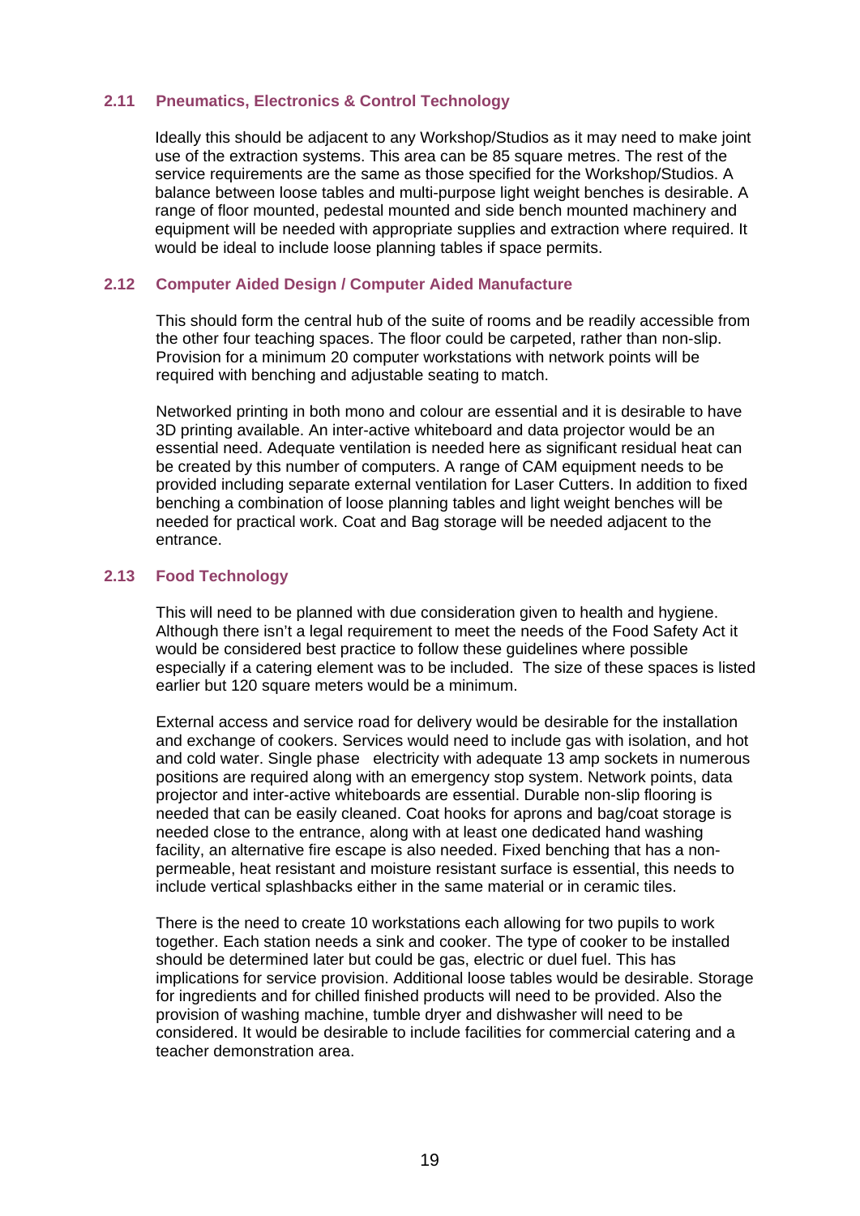### 2.11 Pneumatics, Electronics & Control Technology

Ideally this should be adjacent to any Workshop/Studios as it may need to make joint use of the extraction systems. This area can be 85 square metres. The rest of the service requirements are the same as those specified for the Workshop/Studios. A balance between loose tables and multi-purpose light weight benches is desirable. A range of floor mounted, pedestal mounted and side bench mounted machinery and equipment will be needed with appropriate supplies and extraction where required. It would be ideal to include loose planning tables if space permits.

### 2.12 Computer Aided Design / Computer Aided Manufacture

This should form the central hub of the suite of rooms and be readily accessible from the other four teaching spaces. The floor could be carpeted, rather than non-slip. Provision for a minimum 20 computer workstations with network points will be required with benching and adjustable seating to match.

Networked printing in both mono and colour are essential and it is desirable to have 3D printing available. An inter-active whiteboard and data projector would be an essential need. Adequate ventilation is needed here as significant residual heat can be created by this number of computers. A range of CAM equipment needs to be provided including separate external ventilation for Laser Cutters. In addition to fixed benching a combination of loose planning tables and light weight benches will be needed for practical work. Coat and Bag storage will be needed adjacent to the entrance.

### 2.13 Food Technology

This will need to be planned with due consideration given to health and hygiene. Although there isn't a legal requirement to meet the needs of the Food Safety Act it would be considered best practice to follow these guidelines where possible especially if a catering element was to be included. The size of these spaces is listed earlier but 120 square meters would be a minimum.

External access and service road for delivery would be desirable for the installation and exchange of cookers. Services would need to include gas with isolation, and hot and cold water. Single phase electricity with adequate 13 amp sockets in numerous positions are required along with an emergency stop system. Network points, data projector and inter-active whiteboards are essential. Durable non-slip flooring is needed that can be easily cleaned. Coat hooks for aprons and bag/coat storage is needed close to the entrance, along with at least one dedicated hand washing facility, an alternative fire escape is also needed. Fixed benching that has a non-permeable, heat resistant and moisture resistant surface is essential, this needs to include vertical splashbacks either in the same material or in ceramic tiles.

There is the need to create 10 workstations each allowing for two pupils to work together. Each station needs a sink and cooker. The type of cooker to be installed should be determined later but could be gas, electric or duel fuel. This has implications for service provision. Additional loose tables would be desirable. Storage for ingredients and for chilled finished products will need to be provided. Also the provision of washing machine, tumble dryer and dishwasher will need to be considered. It would be desirable to include facilities for commercial catering and a teacher demonstration area.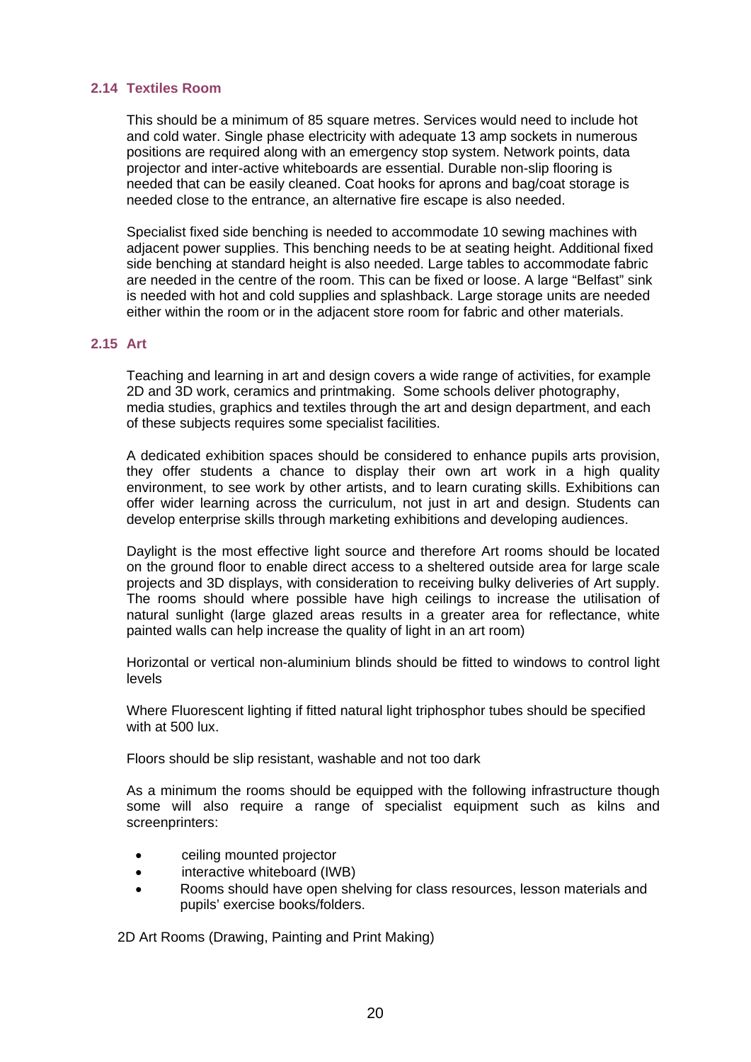### 2.14 Textiles Room

This should be a minimum of 85 square metres. Services would need to include hot and cold water. Single phase electricity with adequate 13 amp sockets in numerous positions are required along with an emergency stop system. Network points, data projector and inter-active whiteboards are essential. Durable non-slip flooring is needed that can be easily cleaned. Coat hooks for aprons and bag/coat storage is needed close to the entrance, an alternative fire escape is also needed.

Specialist fixed side benching is needed to accommodate 10 sewing machines with adjacent power supplies. This benching needs to be at seating height. Additional fixed side benching at standard height is also needed. Large tables to accommodate fabric are needed in the centre of the room. This can be fixed or loose. A large "Belfast" sink is needed with hot and cold supplies and splashback. Large storage units are needed either within the room or in the adjacent store room for fabric and other materials.

### 2.15 Art

Teaching and learning in art and design covers a wide range of activities, for example 2D and 3D work, ceramics and printmaking. Some schools deliver photography, media studies, graphics and textiles through the art and design department, and each of these subjects requires some specialist facilities.

A dedicated exhibition spaces should be considered to enhance pupils arts provision, they offer students a chance to display their own art work in a high quality environment, to see work by other artists, and to learn curating skills. Exhibitions can offer wider learning across the curriculum, not just in art and design. Students can develop enterprise skills through marketing exhibitions and developing audiences.

Daylight is the most effective light source and therefore Art rooms should be located on the ground floor to enable direct access to a sheltered outside area for large scale projects and 3D displays, with consideration to receiving bulky deliveries of Art supply. The rooms should where possible have high ceilings to increase the utilisation of natural sunlight (large glazed areas results in a greater area for reflectance, white painted walls can help increase the quality of light in an art room)

Horizontal or vertical non-aluminium blinds should be fitted to windows to control light levels

Where Fluorescent lighting if fitted natural light triphosphor tubes should be specified with at 500 lux.

Floors should be slip resistant, washable and not too dark

As a minimum the rooms should be equipped with the following infrastructure though some will also require a range of specialist equipment such as kilns and screenprinters:

- ceiling mounted projector
- interactive whiteboard (IWB)
- Rooms should have open shelving for class resources, lesson materials and pupils' exercise books/folders.

2D Art Rooms (Drawing, Painting and Print Making)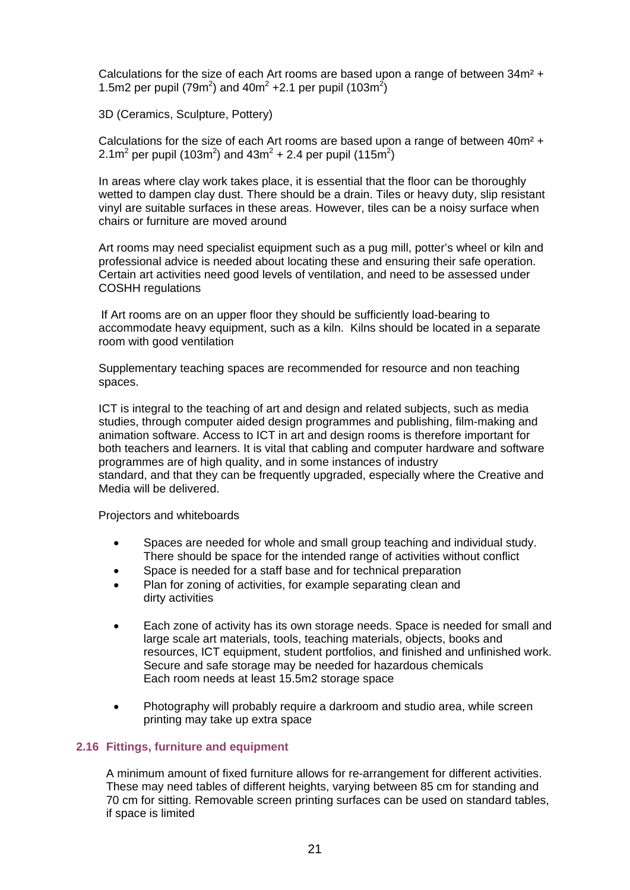Calculations for the size of each Art rooms are based upon a range of between 34m² + 1.5m2 per pupil ($79m^2$) and $40m^2$ +2.1 per pupil ($103m^2$)

3D (Ceramics, Sculpture, Pottery)

Calculations for the size of each Art rooms are based upon a range of between 40m² + $2.1m^2$ per pupil ($103m^2$) and $43m^2$ + 2.4 per pupil ($115m^2$)

In areas where clay work takes place, it is essential that the floor can be thoroughly wetted to dampen clay dust. There should be a drain. Tiles or heavy duty, slip resistant vinyl are suitable surfaces in these areas. However, tiles can be a noisy surface when chairs or furniture are moved around

Art rooms may need specialist equipment such as a pug mill, potter's wheel or kiln and professional advice is needed about locating these and ensuring their safe operation. Certain art activities need good levels of ventilation, and need to be assessed under COSHH regulations

If Art rooms are on an upper floor they should be sufficiently load-bearing to accommodate heavy equipment, such as a kiln. Kilns should be located in a separate room with good ventilation

Supplementary teaching spaces are recommended for resource and non teaching spaces.

ICT is integral to the teaching of art and design and related subjects, such as media studies, through computer aided design programmes and publishing, film-making and animation software. Access to ICT in art and design rooms is therefore important for both teachers and learners. It is vital that cabling and computer hardware and software programmes are of high quality, and in some instances of industry standard, and that they can be frequently upgraded, especially where the Creative and Media will be delivered.

Projectors and whiteboards

- Spaces are needed for whole and small group teaching and individual study. There should be space for the intended range of activities without conflict
- Space is needed for a staff base and for technical preparation
- Plan for zoning of activities, for example separating clean and dirty activities
- Each zone of activity has its own storage needs. Space is needed for small and large scale art materials, tools, teaching materials, objects, books and resources, ICT equipment, student portfolios, and finished and unfinished work. Secure and safe storage may be needed for hazardous chemicals
  Each room needs at least 15.5m2 storage space
- Photography will probably require a darkroom and studio area, while screen printing may take up extra space

### 2.16 Fittings, furniture and equipment

A minimum amount of fixed furniture allows for re-arrangement for different activities. These may need tables of different heights, varying between 85 cm for standing and 70 cm for sitting. Removable screen printing surfaces can be used on standard tables, if space is limited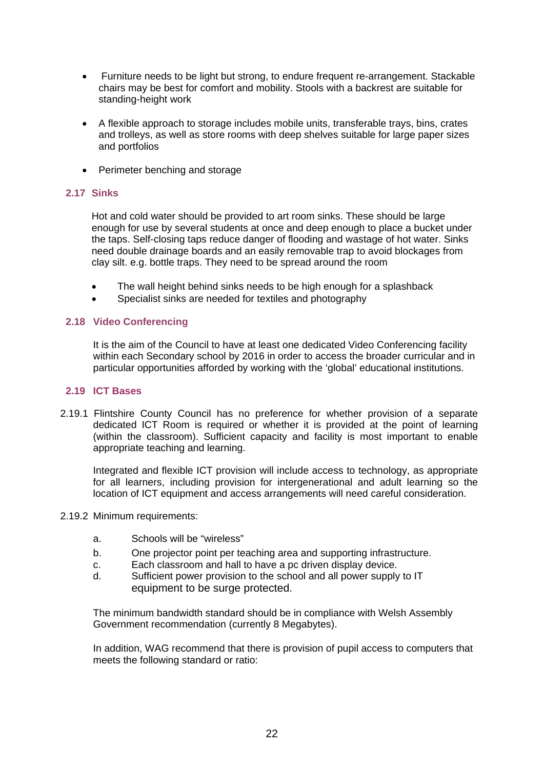- Furniture needs to be light but strong, to endure frequent re-arrangement. Stackable chairs may be best for comfort and mobility. Stools with a backrest are suitable for standing-height work

- A flexible approach to storage includes mobile units, transferable trays, bins, crates and trolleys, as well as store rooms with deep shelves suitable for large paper sizes and portfolios

- Perimeter benching and storage

### 2.17 Sinks

Hot and cold water should be provided to art room sinks. These should be large enough for use by several students at once and deep enough to place a bucket under the taps. Self-closing taps reduce danger of flooding and wastage of hot water. Sinks need double drainage boards and an easily removable trap to avoid blockages from clay silt. e.g. bottle traps. They need to be spread around the room

- The wall height behind sinks needs to be high enough for a splashback
- Specialist sinks are needed for textiles and photography

### 2.18 Video Conferencing

It is the aim of the Council to have at least one dedicated Video Conferencing facility within each Secondary school by 2016 in order to access the broader curricular and in particular opportunities afforded by working with the 'global' educational institutions.

### 2.19 ICT Bases

2.19.1 Flintshire County Council has no preference for whether provision of a separate dedicated ICT Room is required or whether it is provided at the point of learning (within the classroom). Sufficient capacity and facility is most important to enable appropriate teaching and learning.

Integrated and flexible ICT provision will include access to technology, as appropriate for all learners, including provision for intergenerational and adult learning so the location of ICT equipment and access arrangements will need careful consideration.

2.19.2 Minimum requirements:

a. Schools will be "wireless"
b. One projector point per teaching area and supporting infrastructure.
c. Each classroom and hall to have a pc driven display device.
d. Sufficient power provision to the school and all power supply to IT equipment to be surge protected.

The minimum bandwidth standard should be in compliance with Welsh Assembly Government recommendation (currently 8 Megabytes).

In addition, WAG recommend that there is provision of pupil access to computers that meets the following standard or ratio: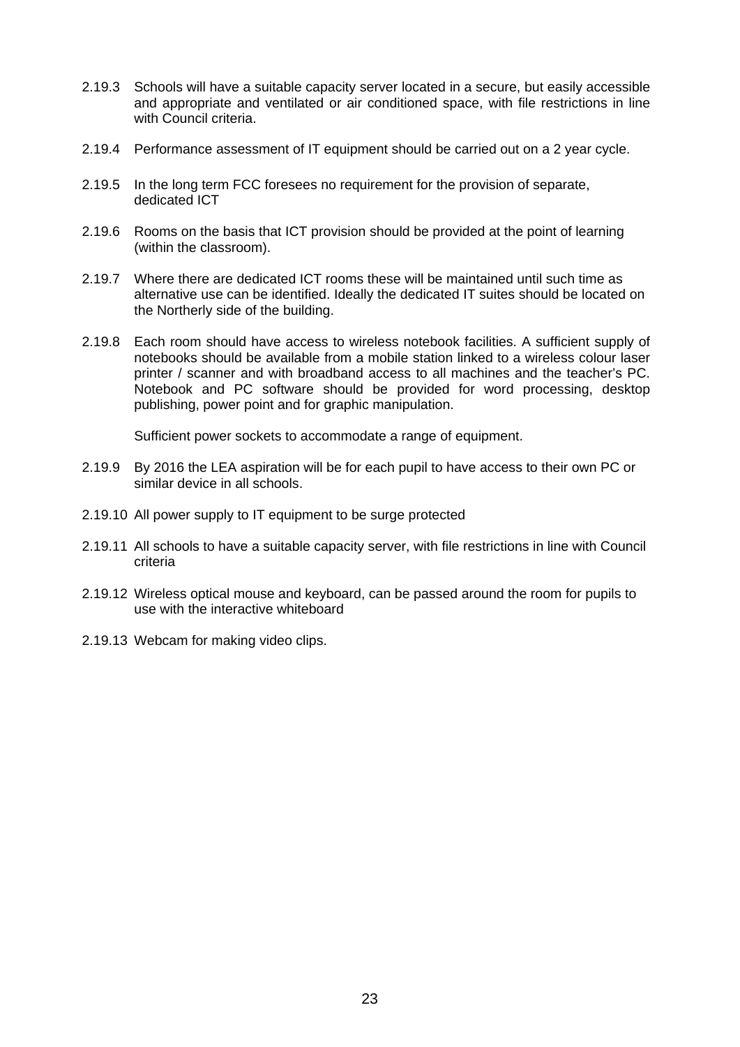2.19.3 Schools will have a suitable capacity server located in a secure, but easily accessible and appropriate and ventilated or air conditioned space, with file restrictions in line with Council criteria.

2.19.4 Performance assessment of IT equipment should be carried out on a 2 year cycle.

2.19.5 In the long term FCC foresees no requirement for the provision of separate, dedicated ICT

2.19.6 Rooms on the basis that ICT provision should be provided at the point of learning (within the classroom).

2.19.7 Where there are dedicated ICT rooms these will be maintained until such time as alternative use can be identified. Ideally the dedicated IT suites should be located on the Northerly side of the building.

2.19.8 Each room should have access to wireless notebook facilities. A sufficient supply of notebooks should be available from a mobile station linked to a wireless colour laser printer / scanner and with broadband access to all machines and the teacher's PC. Notebook and PC software should be provided for word processing, desktop publishing, power point and for graphic manipulation.

Sufficient power sockets to accommodate a range of equipment.

2.19.9 By 2016 the LEA aspiration will be for each pupil to have access to their own PC or similar device in all schools.

2.19.10 All power supply to IT equipment to be surge protected

2.19.11 All schools to have a suitable capacity server, with file restrictions in line with Council criteria

2.19.12 Wireless optical mouse and keyboard, can be passed around the room for pupils to use with the interactive whiteboard

2.19.13 Webcam for making video clips.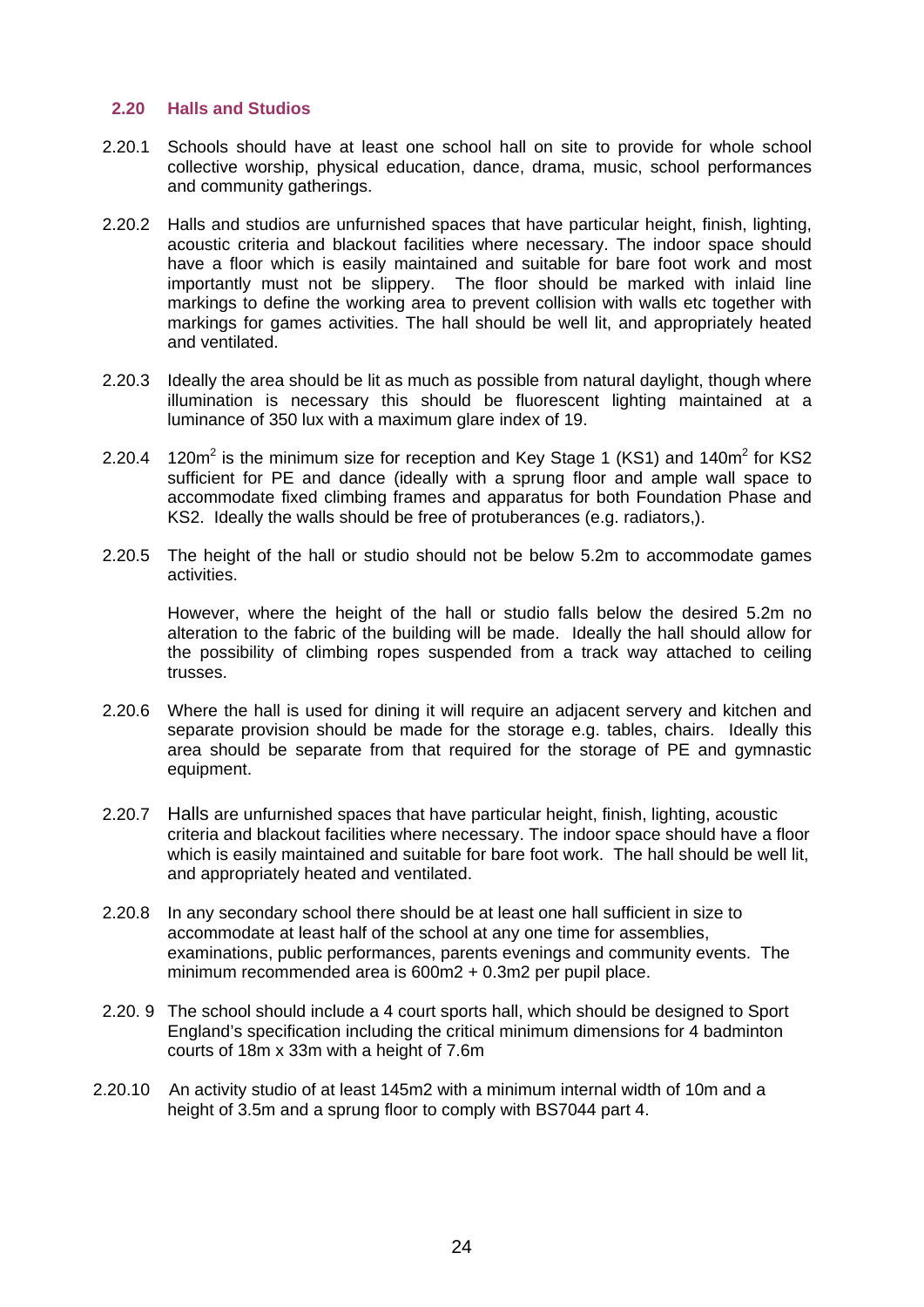## 2.20 Halls and Studios

2.20.1 Schools should have at least one school hall on site to provide for whole school collective worship, physical education, dance, drama, music, school performances and community gatherings.

2.20.2 Halls and studios are unfurnished spaces that have particular height, finish, lighting, acoustic criteria and blackout facilities where necessary. The indoor space should have a floor which is easily maintained and suitable for bare foot work and most importantly must not be slippery. The floor should be marked with inlaid line markings to define the working area to prevent collision with walls etc together with markings for games activities. The hall should be well lit, and appropriately heated and ventilated.

2.20.3 Ideally the area should be lit as much as possible from natural daylight, though where illumination is necessary this should be fluorescent lighting maintained at a luminance of 350 lux with a maximum glare index of 19.

2.20.4 120m$^2$ is the minimum size for reception and Key Stage 1 (KS1) and 140m$^2$ for KS2 sufficient for PE and dance (ideally with a sprung floor and ample wall space to accommodate fixed climbing frames and apparatus for both Foundation Phase and KS2. Ideally the walls should be free of protuberances (e.g. radiators,).

2.20.5 The height of the hall or studio should not be below 5.2m to accommodate games activities.

However, where the height of the hall or studio falls below the desired 5.2m no alteration to the fabric of the building will be made. Ideally the hall should allow for the possibility of climbing ropes suspended from a track way attached to ceiling trusses.

2.20.6 Where the hall is used for dining it will require an adjacent servery and kitchen and separate provision should be made for the storage e.g. tables, chairs. Ideally this area should be separate from that required for the storage of PE and gymnastic equipment.

2.20.7 Halls are unfurnished spaces that have particular height, finish, lighting, acoustic criteria and blackout facilities where necessary. The indoor space should have a floor which is easily maintained and suitable for bare foot work. The hall should be well lit, and appropriately heated and ventilated.

2.20.8 In any secondary school there should be at least one hall sufficient in size to accommodate at least half of the school at any one time for assemblies, examinations, public performances, parents evenings and community events. The minimum recommended area is 600m2 + 0.3m2 per pupil place.

2.20. 9 The school should include a 4 court sports hall, which should be designed to Sport England's specification including the critical minimum dimensions for 4 badminton courts of 18m x 33m with a height of 7.6m

2.20.10 An activity studio of at least 145m2 with a minimum internal width of 10m and a height of 3.5m and a sprung floor to comply with BS7044 part 4.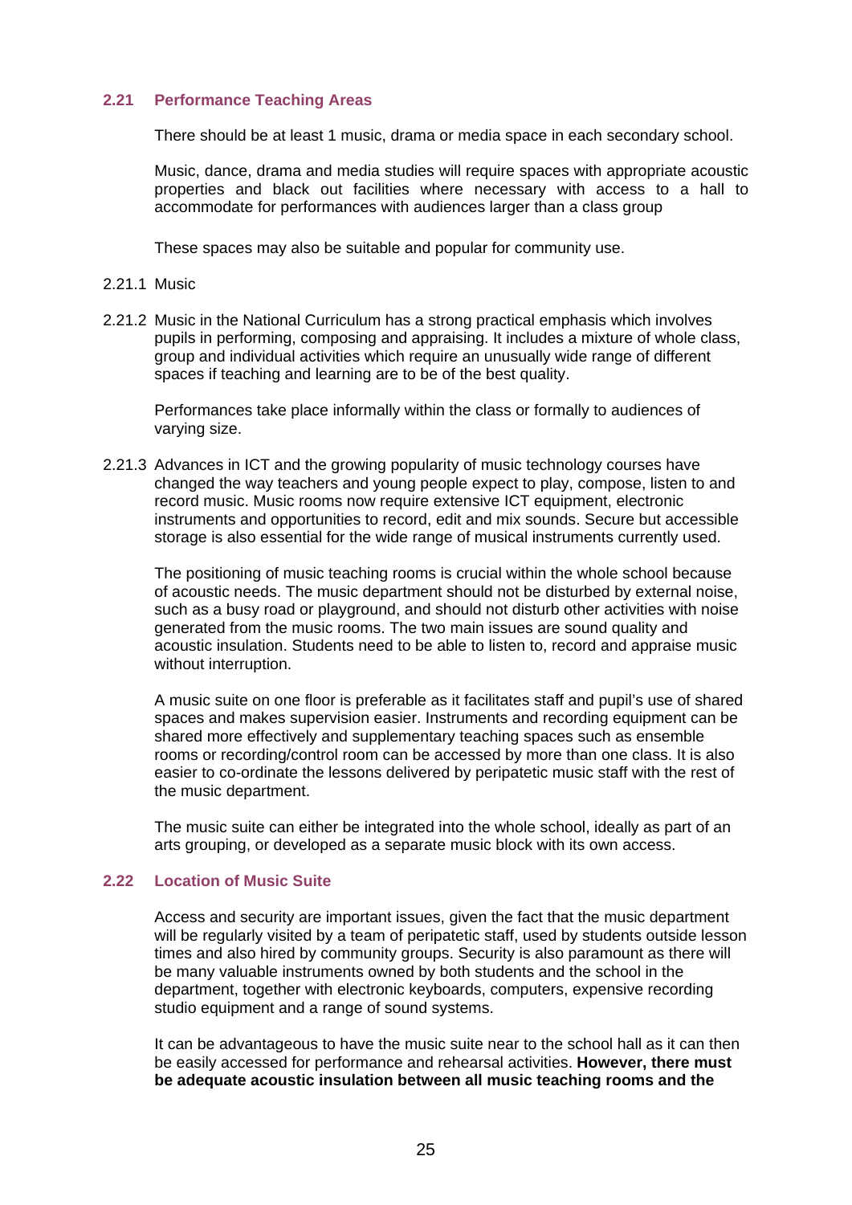## 2.21 Performance Teaching Areas

There should be at least 1 music, drama or media space in each secondary school.

Music, dance, drama and media studies will require spaces with appropriate acoustic properties and black out facilities where necessary with access to a hall to accommodate for performances with audiences larger than a class group

These spaces may also be suitable and popular for community use.

2.21.1 Music

2.21.2 Music in the National Curriculum has a strong practical emphasis which involves pupils in performing, composing and appraising. It includes a mixture of whole class, group and individual activities which require an unusually wide range of different spaces if teaching and learning are to be of the best quality.

Performances take place informally within the class or formally to audiences of varying size.

2.21.3 Advances in ICT and the growing popularity of music technology courses have changed the way teachers and young people expect to play, compose, listen to and record music. Music rooms now require extensive ICT equipment, electronic instruments and opportunities to record, edit and mix sounds. Secure but accessible storage is also essential for the wide range of musical instruments currently used.

The positioning of music teaching rooms is crucial within the whole school because of acoustic needs. The music department should not be disturbed by external noise, such as a busy road or playground, and should not disturb other activities with noise generated from the music rooms. The two main issues are sound quality and acoustic insulation. Students need to be able to listen to, record and appraise music without interruption.

A music suite on one floor is preferable as it facilitates staff and pupil's use of shared spaces and makes supervision easier. Instruments and recording equipment can be shared more effectively and supplementary teaching spaces such as ensemble rooms or recording/control room can be accessed by more than one class. It is also easier to co-ordinate the lessons delivered by peripatetic music staff with the rest of the music department.

The music suite can either be integrated into the whole school, ideally as part of an arts grouping, or developed as a separate music block with its own access.

## 2.22 Location of Music Suite

Access and security are important issues, given the fact that the music department will be regularly visited by a team of peripatetic staff, used by students outside lesson times and also hired by community groups. Security is also paramount as there will be many valuable instruments owned by both students and the school in the department, together with electronic keyboards, computers, expensive recording studio equipment and a range of sound systems.

It can be advantageous to have the music suite near to the school hall as it can then be easily accessed for performance and rehearsal activities. **However, there must be adequate acoustic insulation between all music teaching rooms and the**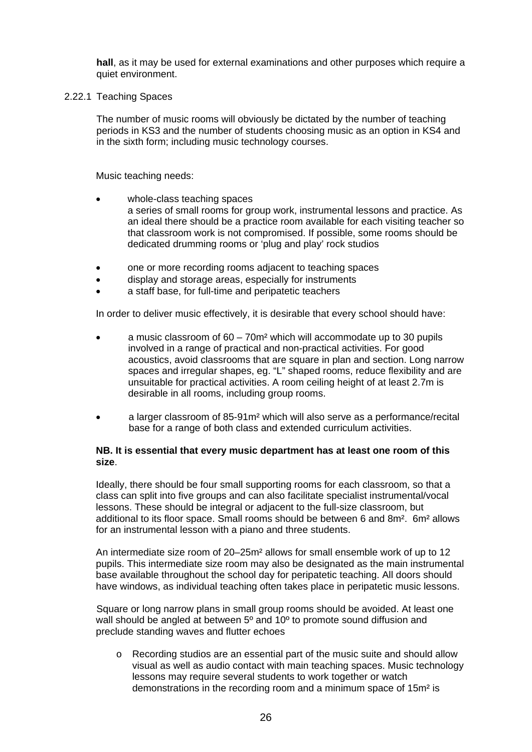**hall**, as it may be used for external examinations and other purposes which require a quiet environment.

2.22.1 Teaching Spaces

The number of music rooms will obviously be dictated by the number of teaching periods in KS3 and the number of students choosing music as an option in KS4 and in the sixth form; including music technology courses.

Music teaching needs:

- whole-class teaching spaces
  a series of small rooms for group work, instrumental lessons and practice. As an ideal there should be a practice room available for each visiting teacher so that classroom work is not compromised. If possible, some rooms should be dedicated drumming rooms or 'plug and play' rock studios
- one or more recording rooms adjacent to teaching spaces
- display and storage areas, especially for instruments
- a staff base, for full-time and peripatetic teachers

In order to deliver music effectively, it is desirable that every school should have:

- a music classroom of 60 – 70m² which will accommodate up to 30 pupils involved in a range of practical and non-practical activities. For good acoustics, avoid classrooms that are square in plan and section. Long narrow spaces and irregular shapes, eg. "L" shaped rooms, reduce flexibility and are unsuitable for practical activities. A room ceiling height of at least 2.7m is desirable in all rooms, including group rooms.
- a larger classroom of 85-91m² which will also serve as a performance/recital base for a range of both class and extended curriculum activities.

**NB. It is essential that every music department has at least one room of this size**.

Ideally, there should be four small supporting rooms for each classroom, so that a class can split into five groups and can also facilitate specialist instrumental/vocal lessons. These should be integral or adjacent to the full-size classroom, but additional to its floor space. Small rooms should be between 6 and 8m². 6m² allows for an instrumental lesson with a piano and three students.

An intermediate size room of 20–25m² allows for small ensemble work of up to 12 pupils. This intermediate size room may also be designated as the main instrumental base available throughout the school day for peripatetic teaching. All doors should have windows, as individual teaching often takes place in peripatetic music lessons.

Square or long narrow plans in small group rooms should be avoided. At least one wall should be angled at between 5º and 10º to promote sound diffusion and preclude standing waves and flutter echoes

- Recording studios are an essential part of the music suite and should allow visual as well as audio contact with main teaching spaces. Music technology lessons may require several students to work together or watch demonstrations in the recording room and a minimum space of 15m² is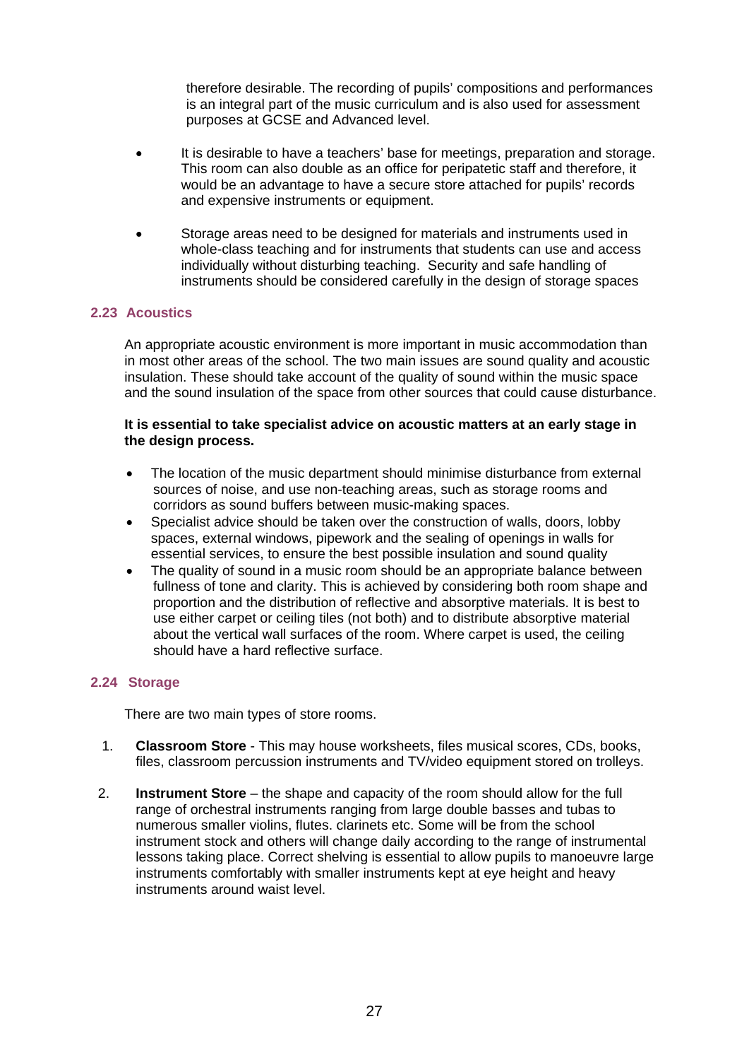therefore desirable. The recording of pupils' compositions and performances is an integral part of the music curriculum and is also used for assessment purposes at GCSE and Advanced level.

- It is desirable to have a teachers' base for meetings, preparation and storage. This room can also double as an office for peripatetic staff and therefore, it would be an advantage to have a secure store attached for pupils' records and expensive instruments or equipment.

- Storage areas need to be designed for materials and instruments used in whole-class teaching and for instruments that students can use and access individually without disturbing teaching. Security and safe handling of instruments should be considered carefully in the design of storage spaces

### 2.23 Acoustics

An appropriate acoustic environment is more important in music accommodation than in most other areas of the school. The two main issues are sound quality and acoustic insulation. These should take account of the quality of sound within the music space and the sound insulation of the space from other sources that could cause disturbance.

**It is essential to take specialist advice on acoustic matters at an early stage in the design process.**

- The location of the music department should minimise disturbance from external sources of noise, and use non-teaching areas, such as storage rooms and corridors as sound buffers between music-making spaces.
- Specialist advice should be taken over the construction of walls, doors, lobby spaces, external windows, pipework and the sealing of openings in walls for essential services, to ensure the best possible insulation and sound quality
- The quality of sound in a music room should be an appropriate balance between fullness of tone and clarity. This is achieved by considering both room shape and proportion and the distribution of reflective and absorptive materials. It is best to use either carpet or ceiling tiles (not both) and to distribute absorptive material about the vertical wall surfaces of the room. Where carpet is used, the ceiling should have a hard reflective surface.

### 2.24 Storage

There are two main types of store rooms.

1. **Classroom Store** - This may house worksheets, files musical scores, CDs, books, files, classroom percussion instruments and TV/video equipment stored on trolleys.

2. **Instrument Store** – the shape and capacity of the room should allow for the full range of orchestral instruments ranging from large double basses and tubas to numerous smaller violins, flutes. clarinets etc. Some will be from the school instrument stock and others will change daily according to the range of instrumental lessons taking place. Correct shelving is essential to allow pupils to manoeuvre large instruments comfortably with smaller instruments kept at eye height and heavy instruments around waist level.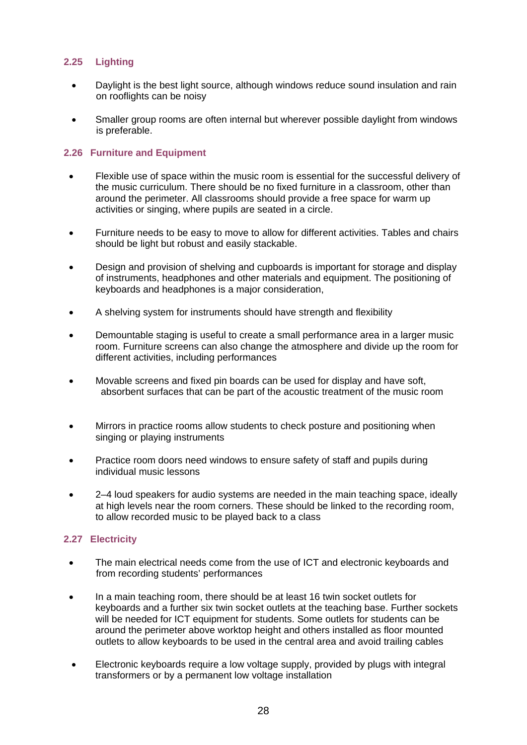### 2.25 Lighting

- Daylight is the best light source, although windows reduce sound insulation and rain on rooflights can be noisy
- Smaller group rooms are often internal but wherever possible daylight from windows is preferable.

### 2.26 Furniture and Equipment

- Flexible use of space within the music room is essential for the successful delivery of the music curriculum. There should be no fixed furniture in a classroom, other than around the perimeter. All classrooms should provide a free space for warm up activities or singing, where pupils are seated in a circle.
- Furniture needs to be easy to move to allow for different activities. Tables and chairs should be light but robust and easily stackable.
- Design and provision of shelving and cupboards is important for storage and display of instruments, headphones and other materials and equipment. The positioning of keyboards and headphones is a major consideration,
- A shelving system for instruments should have strength and flexibility
- Demountable staging is useful to create a small performance area in a larger music room. Furniture screens can also change the atmosphere and divide up the room for different activities, including performances
- Movable screens and fixed pin boards can be used for display and have soft, absorbent surfaces that can be part of the acoustic treatment of the music room
- Mirrors in practice rooms allow students to check posture and positioning when singing or playing instruments
- Practice room doors need windows to ensure safety of staff and pupils during individual music lessons
- 2–4 loud speakers for audio systems are needed in the main teaching space, ideally at high levels near the room corners. These should be linked to the recording room, to allow recorded music to be played back to a class

### 2.27 Electricity

- The main electrical needs come from the use of ICT and electronic keyboards and from recording students' performances
- In a main teaching room, there should be at least 16 twin socket outlets for keyboards and a further six twin socket outlets at the teaching base. Further sockets will be needed for ICT equipment for students. Some outlets for students can be around the perimeter above worktop height and others installed as floor mounted outlets to allow keyboards to be used in the central area and avoid trailing cables
- Electronic keyboards require a low voltage supply, provided by plugs with integral transformers or by a permanent low voltage installation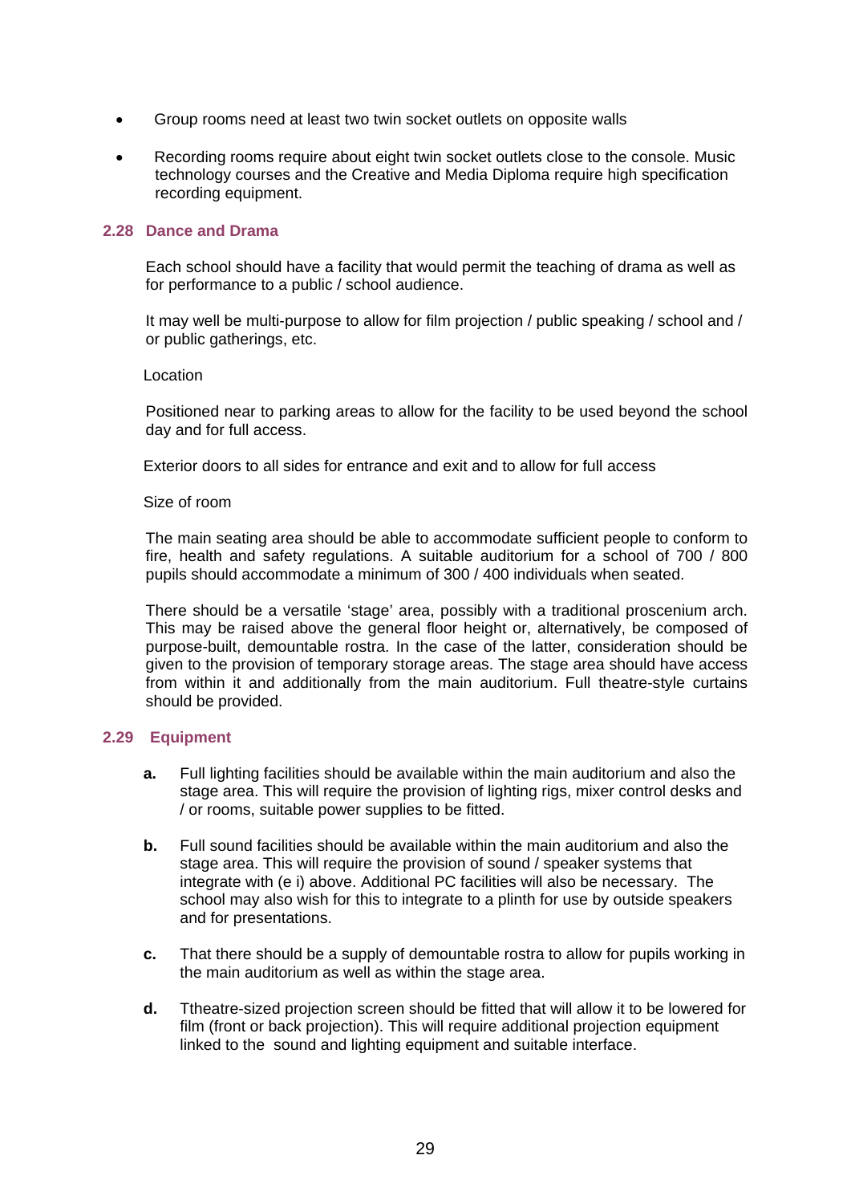- Group rooms need at least two twin socket outlets on opposite walls
- Recording rooms require about eight twin socket outlets close to the console. Music technology courses and the Creative and Media Diploma require high specification recording equipment.

### 2.28 Dance and Drama

Each school should have a facility that would permit the teaching of drama as well as for performance to a public / school audience.

It may well be multi-purpose to allow for film projection / public speaking / school and / or public gatherings, etc.

Location

Positioned near to parking areas to allow for the facility to be used beyond the school day and for full access.

Exterior doors to all sides for entrance and exit and to allow for full access

Size of room

The main seating area should be able to accommodate sufficient people to conform to fire, health and safety regulations. A suitable auditorium for a school of 700 / 800 pupils should accommodate a minimum of 300 / 400 individuals when seated.

There should be a versatile 'stage' area, possibly with a traditional proscenium arch. This may be raised above the general floor height or, alternatively, be composed of purpose-built, demountable rostra. In the case of the latter, consideration should be given to the provision of temporary storage areas. The stage area should have access from within it and additionally from the main auditorium. Full theatre-style curtains should be provided.

### 2.29 Equipment

**a.** Full lighting facilities should be available within the main auditorium and also the stage area. This will require the provision of lighting rigs, mixer control desks and / or rooms, suitable power supplies to be fitted.

**b.** Full sound facilities should be available within the main auditorium and also the stage area. This will require the provision of sound / speaker systems that integrate with (e i) above. Additional PC facilities will also be necessary. The school may also wish for this to integrate to a plinth for use by outside speakers and for presentations.

**c.** That there should be a supply of demountable rostra to allow for pupils working in the main auditorium as well as within the stage area.

**d.** Ttheatre-sized projection screen should be fitted that will allow it to be lowered for film (front or back projection). This will require additional projection equipment linked to the sound and lighting equipment and suitable interface.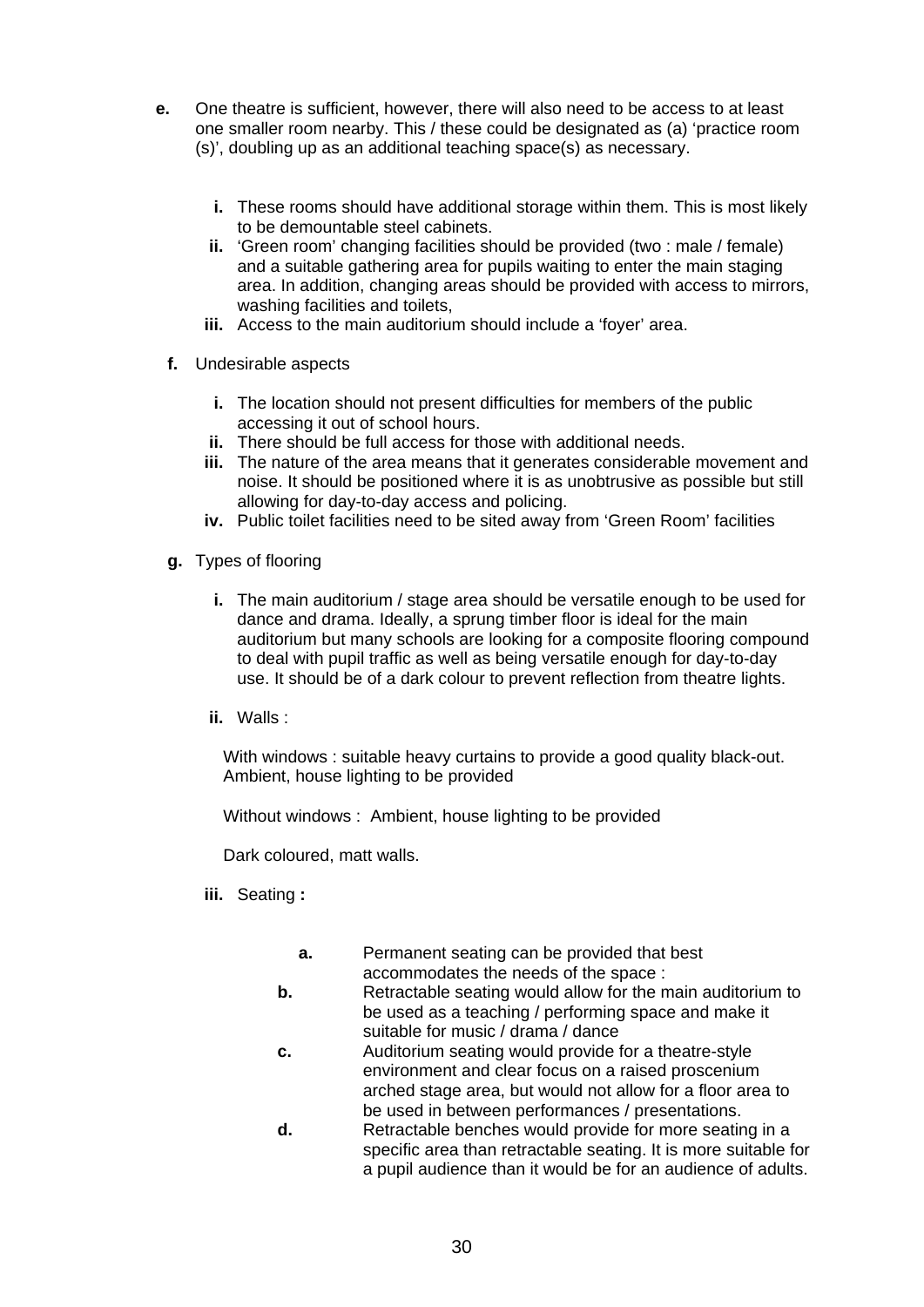**e.** One theatre is sufficient, however, there will also need to be access to at least one smaller room nearby. This / these could be designated as (a) 'practice room (s)', doubling up as an additional teaching space(s) as necessary.

   **i.** These rooms should have additional storage within them. This is most likely to be demountable steel cabinets.
   **ii.** 'Green room' changing facilities should be provided (two : male / female) and a suitable gathering area for pupils waiting to enter the main staging area. In addition, changing areas should be provided with access to mirrors, washing facilities and toilets,
   **iii.** Access to the main auditorium should include a 'foyer' area.

**f.** Undesirable aspects

   **i.** The location should not present difficulties for members of the public accessing it out of school hours.
   **ii.** There should be full access for those with additional needs.
   **iii.** The nature of the area means that it generates considerable movement and noise. It should be positioned where it is as unobtrusive as possible but still allowing for day-to-day access and policing.
   **iv.** Public toilet facilities need to be sited away from 'Green Room' facilities

**g.** Types of flooring

   **i.** The main auditorium / stage area should be versatile enough to be used for dance and drama. Ideally, a sprung timber floor is ideal for the main auditorium but many schools are looking for a composite flooring compound to deal with pupil traffic as well as being versatile enough for day-to-day use. It should be of a dark colour to prevent reflection from theatre lights.

   **ii.** Walls :

   With windows : suitable heavy curtains to provide a good quality black-out. Ambient, house lighting to be provided

   Without windows : Ambient, house lighting to be provided

   Dark coloured, matt walls.

   **iii.** Seating **:**

   **a.** Permanent seating can be provided that best accommodates the needs of the space :
   **b.** Retractable seating would allow for the main auditorium to be used as a teaching / performing space and make it suitable for music / drama / dance
   **c.** Auditorium seating would provide for a theatre-style environment and clear focus on a raised proscenium arched stage area, but would not allow for a floor area to be used in between performances / presentations.
   **d.** Retractable benches would provide for more seating in a specific area than retractable seating. It is more suitable for a pupil audience than it would be for an audience of adults.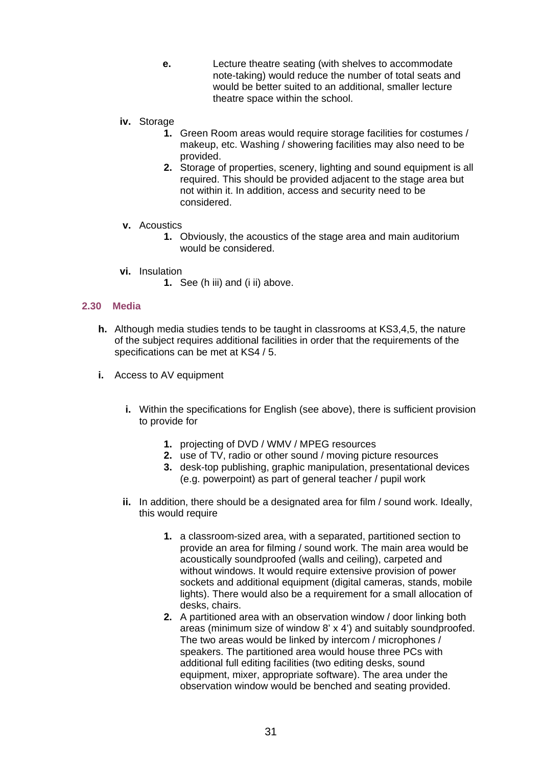e. Lecture theatre seating (with shelves to accommodate note-taking) would reduce the number of total seats and would be better suited to an additional, smaller lecture theatre space within the school.

iv. Storage

1. Green Room areas would require storage facilities for costumes / makeup, etc. Washing / showering facilities may also need to be provided.
2. Storage of properties, scenery, lighting and sound equipment is all required. This should be provided adjacent to the stage area but not within it. In addition, access and security need to be considered.

v. Acoustics

1. Obviously, the acoustics of the stage area and main auditorium would be considered.

vi. Insulation

1. See (h iii) and (i ii) above.

## 2.30 Media

**h.** Although media studies tends to be taught in classrooms at KS3,4,5, the nature of the subject requires additional facilities in order that the requirements of the specifications can be met at KS4 / 5.

**i.** Access to AV equipment

**i.** Within the specifications for English (see above), there is sufficient provision to provide for

1. projecting of DVD / WMV / MPEG resources
2. use of TV, radio or other sound / moving picture resources
3. desk-top publishing, graphic manipulation, presentational devices (e.g. powerpoint) as part of general teacher / pupil work

**ii.** In addition, there should be a designated area for film / sound work. Ideally, this would require

1. a classroom-sized area, with a separated, partitioned section to provide an area for filming / sound work. The main area would be acoustically soundproofed (walls and ceiling), carpeted and without windows. It would require extensive provision of power sockets and additional equipment (digital cameras, stands, mobile lights). There would also be a requirement for a small allocation of desks, chairs.
2. A partitioned area with an observation window / door linking both areas (minimum size of window 8' x 4') and suitably soundproofed. The two areas would be linked by intercom / microphones / speakers. The partitioned area would house three PCs with additional full editing facilities (two editing desks, sound equipment, mixer, appropriate software). The area under the observation window would be benched and seating provided.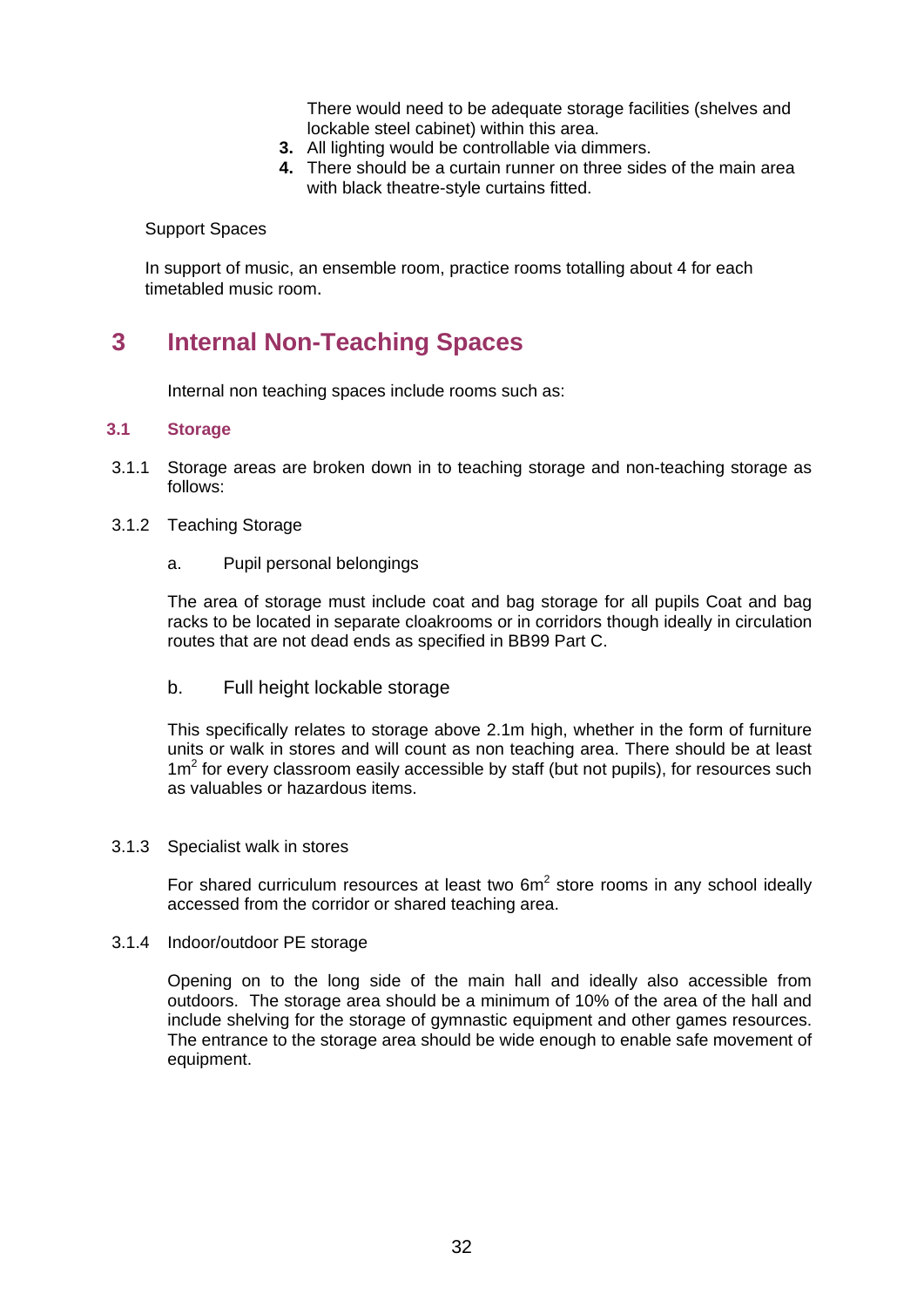There would need to be adequate storage facilities (shelves and lockable steel cabinet) within this area.

3. All lighting would be controllable via dimmers.
4. There should be a curtain runner on three sides of the main area with black theatre-style curtains fitted.

Support Spaces

In support of music, an ensemble room, practice rooms totalling about 4 for each timetabled music room.

# 3 Internal Non-Teaching Spaces

Internal non teaching spaces include rooms such as:

## 3.1 Storage

3.1.1 Storage areas are broken down in to teaching storage and non-teaching storage as follows:

3.1.2 Teaching Storage

a. Pupil personal belongings

The area of storage must include coat and bag storage for all pupils Coat and bag racks to be located in separate cloakrooms or in corridors though ideally in circulation routes that are not dead ends as specified in BB99 Part C.

b. Full height lockable storage

This specifically relates to storage above 2.1m high, whether in the form of furniture units or walk in stores and will count as non teaching area. There should be at least $1m^2$ for every classroom easily accessible by staff (but not pupils), for resources such as valuables or hazardous items.

3.1.3 Specialist walk in stores

For shared curriculum resources at least two $6m^2$ store rooms in any school ideally accessed from the corridor or shared teaching area.

3.1.4 Indoor/outdoor PE storage

Opening on to the long side of the main hall and ideally also accessible from outdoors. The storage area should be a minimum of 10% of the area of the hall and include shelving for the storage of gymnastic equipment and other games resources. The entrance to the storage area should be wide enough to enable safe movement of equipment.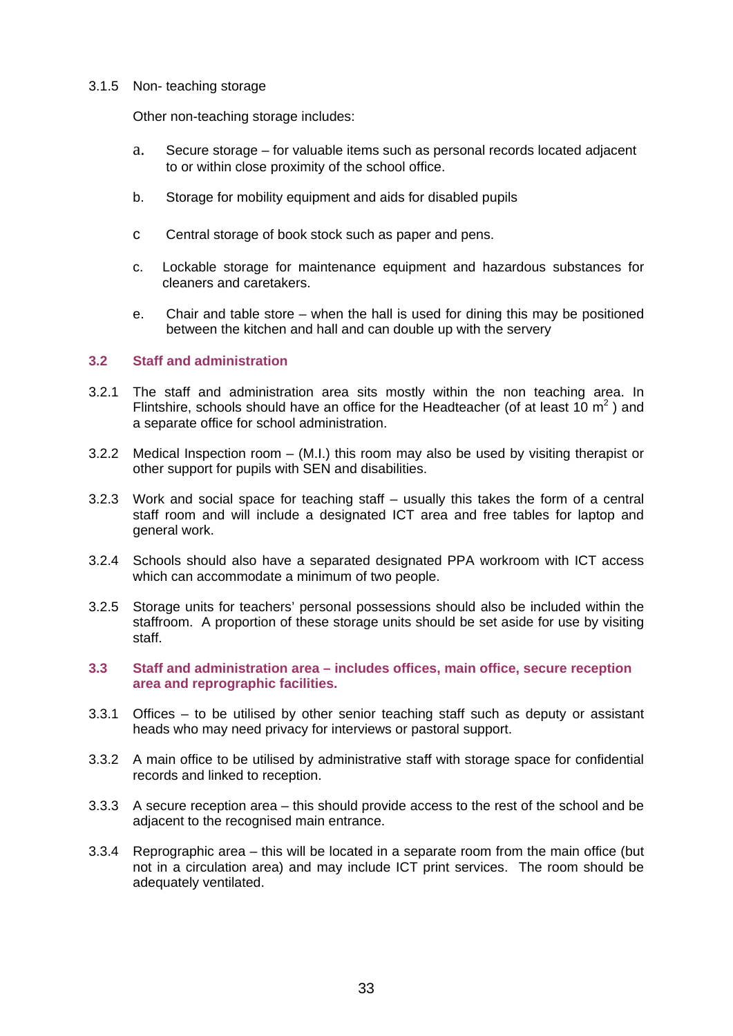3.1.5 Non- teaching storage

Other non-teaching storage includes:

a. Secure storage – for valuable items such as personal records located adjacent to or within close proximity of the school office.

b. Storage for mobility equipment and aids for disabled pupils

c Central storage of book stock such as paper and pens.

c. Lockable storage for maintenance equipment and hazardous substances for cleaners and caretakers.

e. Chair and table store – when the hall is used for dining this may be positioned between the kitchen and hall and can double up with the servery

## 3.2 Staff and administration

3.2.1 The staff and administration area sits mostly within the non teaching area. In Flintshire, schools should have an office for the Headteacher (of at least 10 $m^2$ ) and a separate office for school administration.

3.2.2 Medical Inspection room – (M.I.) this room may also be used by visiting therapist or other support for pupils with SEN and disabilities.

3.2.3 Work and social space for teaching staff – usually this takes the form of a central staff room and will include a designated ICT area and free tables for laptop and general work.

3.2.4 Schools should also have a separated designated PPA workroom with ICT access which can accommodate a minimum of two people.

3.2.5 Storage units for teachers' personal possessions should also be included within the staffroom. A proportion of these storage units should be set aside for use by visiting staff.

## 3.3 Staff and administration area – includes offices, main office, secure reception area and reprographic facilities.

3.3.1 Offices – to be utilised by other senior teaching staff such as deputy or assistant heads who may need privacy for interviews or pastoral support.

3.3.2 A main office to be utilised by administrative staff with storage space for confidential records and linked to reception.

3.3.3 A secure reception area – this should provide access to the rest of the school and be adjacent to the recognised main entrance.

3.3.4 Reprographic area – this will be located in a separate room from the main office (but not in a circulation area) and may include ICT print services. The room should be adequately ventilated.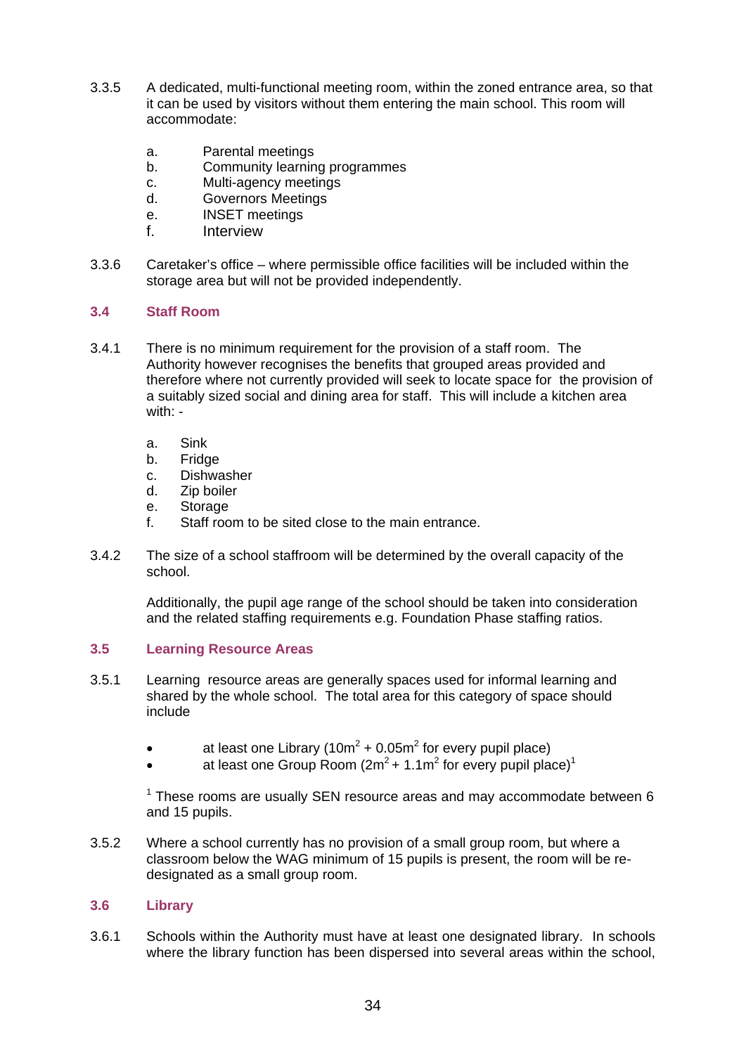3.3.5 A dedicated, multi-functional meeting room, within the zoned entrance area, so that it can be used by visitors without them entering the main school. This room will accommodate:

a. Parental meetings
b. Community learning programmes
c. Multi-agency meetings
d. Governors Meetings
e. INSET meetings
f. Interview

3.3.6 Caretaker's office – where permissible office facilities will be included within the storage area but will not be provided independently.

### 3.4 Staff Room

3.4.1 There is no minimum requirement for the provision of a staff room. The Authority however recognises the benefits that grouped areas provided and therefore where not currently provided will seek to locate space for the provision of a suitably sized social and dining area for staff. This will include a kitchen area with: -

a. Sink
b. Fridge
c. Dishwasher
d. Zip boiler
e. Storage
f. Staff room to be sited close to the main entrance.

3.4.2 The size of a school staffroom will be determined by the overall capacity of the school.

Additionally, the pupil age range of the school should be taken into consideration and the related staffing requirements e.g. Foundation Phase staffing ratios.

### 3.5 Learning Resource Areas

3.5.1 Learning resource areas are generally spaces used for informal learning and shared by the whole school. The total area for this category of space should include

- at least one Library ($10m^2 + 0.05m^2$ for every pupil place)
- at least one Group Room ($2m^2 + 1.1m^2$ for every pupil place)[1]

[1] These rooms are usually SEN resource areas and may accommodate between 6 and 15 pupils.

3.5.2 Where a school currently has no provision of a small group room, but where a classroom below the WAG minimum of 15 pupils is present, the room will be re-designated as a small group room.

### 3.6 Library

3.6.1 Schools within the Authority must have at least one designated library. In schools where the library function has been dispersed into several areas within the school,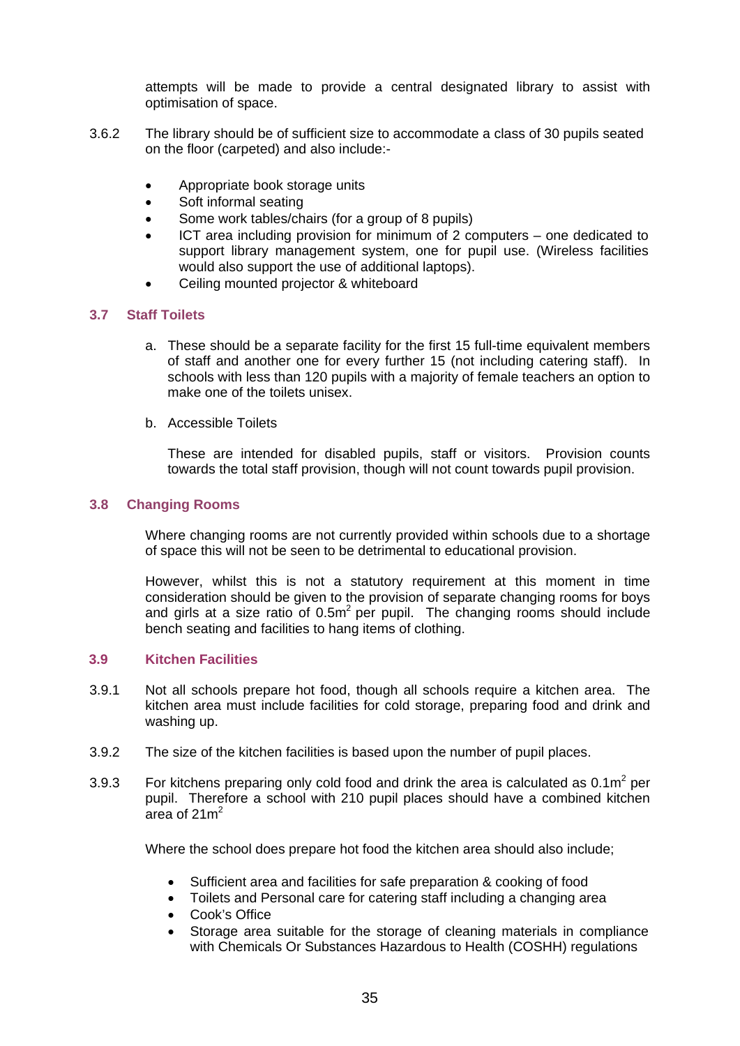attempts will be made to provide a central designated library to assist with optimisation of space.

3.6.2 The library should be of sufficient size to accommodate a class of 30 pupils seated on the floor (carpeted) and also include:-

- Appropriate book storage units
- Soft informal seating
- Some work tables/chairs (for a group of 8 pupils)
- ICT area including provision for minimum of 2 computers – one dedicated to support library management system, one for pupil use. (Wireless facilities would also support the use of additional laptops).
- Ceiling mounted projector & whiteboard

### 3.7 Staff Toilets

a. These should be a separate facility for the first 15 full-time equivalent members of staff and another one for every further 15 (not including catering staff). In schools with less than 120 pupils with a majority of female teachers an option to make one of the toilets unisex.

b. Accessible Toilets

   These are intended for disabled pupils, staff or visitors. Provision counts towards the total staff provision, though will not count towards pupil provision.

### 3.8 Changing Rooms

Where changing rooms are not currently provided within schools due to a shortage of space this will not be seen to be detrimental to educational provision.

However, whilst this is not a statutory requirement at this moment in time consideration should be given to the provision of separate changing rooms for boys and girls at a size ratio of $0.5m^2$ per pupil. The changing rooms should include bench seating and facilities to hang items of clothing.

### 3.9 Kitchen Facilities

3.9.1 Not all schools prepare hot food, though all schools require a kitchen area. The kitchen area must include facilities for cold storage, preparing food and drink and washing up.

3.9.2 The size of the kitchen facilities is based upon the number of pupil places.

3.9.3 For kitchens preparing only cold food and drink the area is calculated as $0.1m^2$ per pupil. Therefore a school with 210 pupil places should have a combined kitchen area of $21m^2$

Where the school does prepare hot food the kitchen area should also include;

- Sufficient area and facilities for safe preparation & cooking of food
- Toilets and Personal care for catering staff including a changing area
- Cook's Office
- Storage area suitable for the storage of cleaning materials in compliance with Chemicals Or Substances Hazardous to Health (COSHH) regulations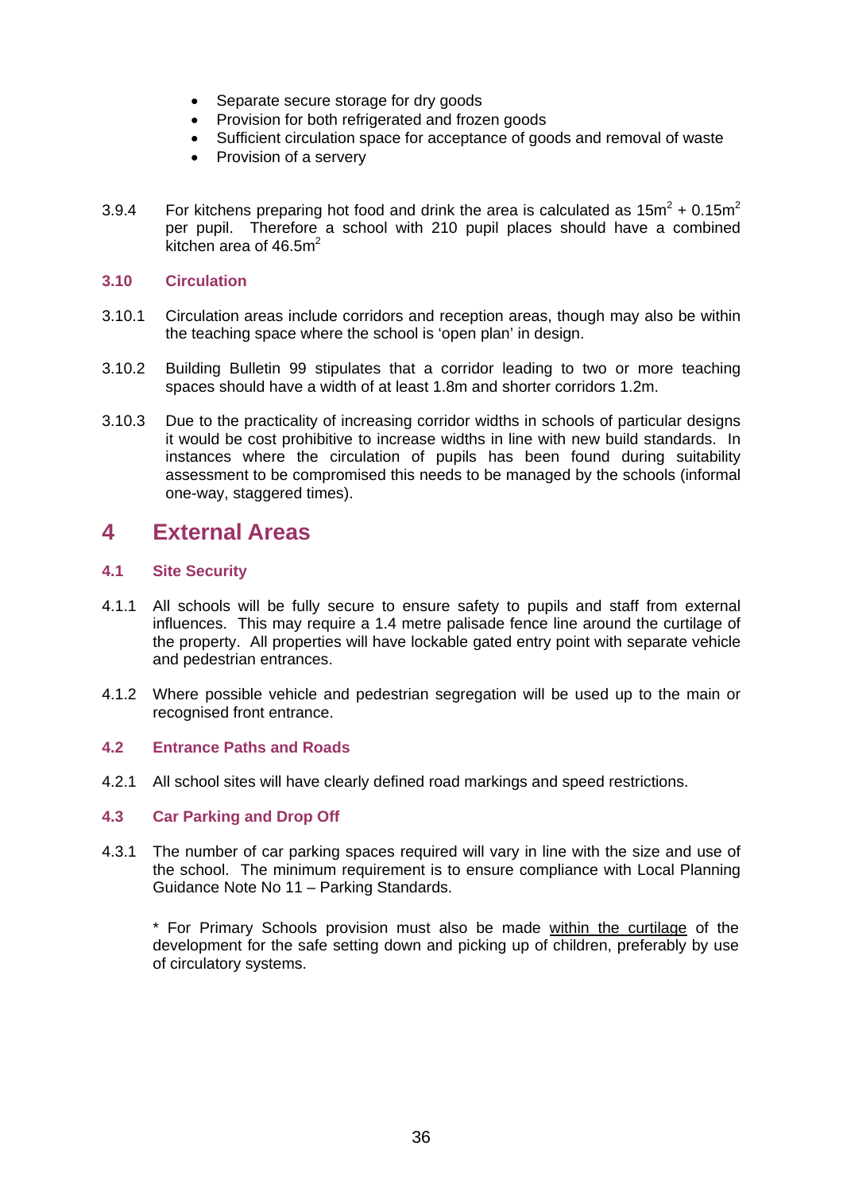- Separate secure storage for dry goods
- Provision for both refrigerated and frozen goods
- Sufficient circulation space for acceptance of goods and removal of waste
- Provision of a servery

3.9.4 For kitchens preparing hot food and drink the area is calculated as $15m^2$ + $0.15m^2$ per pupil. Therefore a school with 210 pupil places should have a combined kitchen area of $46.5m^2$

### 3.10 Circulation

3.10.1 Circulation areas include corridors and reception areas, though may also be within the teaching space where the school is 'open plan' in design.

3.10.2 Building Bulletin 99 stipulates that a corridor leading to two or more teaching spaces should have a width of at least 1.8m and shorter corridors 1.2m.

3.10.3 Due to the practicality of increasing corridor widths in schools of particular designs it would be cost prohibitive to increase widths in line with new build standards. In instances where the circulation of pupils has been found during suitability assessment to be compromised this needs to be managed by the schools (informal one-way, staggered times).

# 4 External Areas

### 4.1 Site Security

4.1.1 All schools will be fully secure to ensure safety to pupils and staff from external influences. This may require a 1.4 metre palisade fence line around the curtilage of the property. All properties will have lockable gated entry point with separate vehicle and pedestrian entrances.

4.1.2 Where possible vehicle and pedestrian segregation will be used up to the main or recognised front entrance.

### 4.2 Entrance Paths and Roads

4.2.1 All school sites will have clearly defined road markings and speed restrictions.

### 4.3 Car Parking and Drop Off

4.3.1 The number of car parking spaces required will vary in line with the size and use of the school. The minimum requirement is to ensure compliance with Local Planning Guidance Note No 11 – Parking Standards.

\* For Primary Schools provision must also be made <u>within the curtilage</u> of the development for the safe setting down and picking up of children, preferably by use of circulatory systems.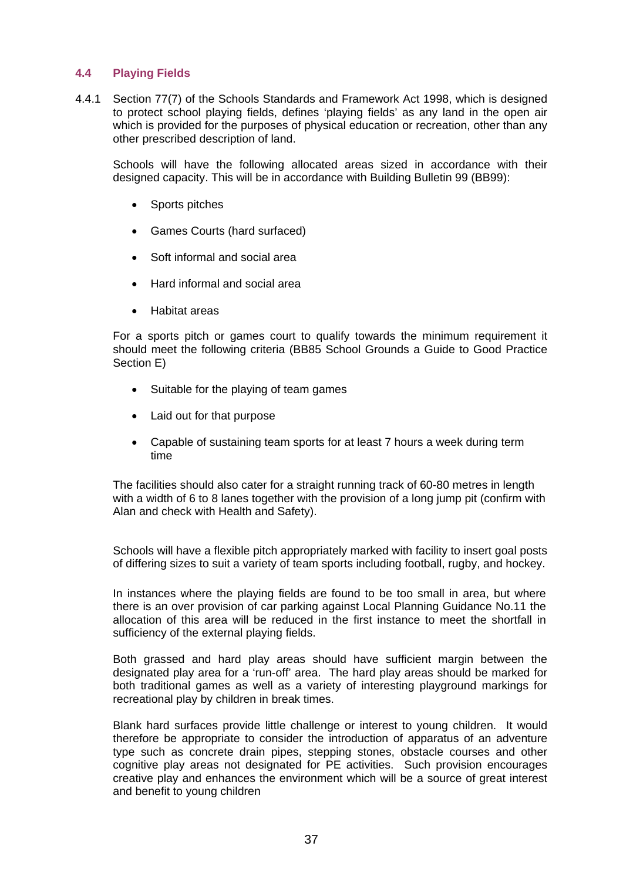## 4.4 Playing Fields

4.4.1 Section 77(7) of the Schools Standards and Framework Act 1998, which is designed to protect school playing fields, defines 'playing fields' as any land in the open air which is provided for the purposes of physical education or recreation, other than any other prescribed description of land.

Schools will have the following allocated areas sized in accordance with their designed capacity. This will be in accordance with Building Bulletin 99 (BB99):

- Sports pitches
- Games Courts (hard surfaced)
- Soft informal and social area
- Hard informal and social area
- Habitat areas

For a sports pitch or games court to qualify towards the minimum requirement it should meet the following criteria (BB85 School Grounds a Guide to Good Practice Section E)

- Suitable for the playing of team games
- Laid out for that purpose
- Capable of sustaining team sports for at least 7 hours a week during term time

The facilities should also cater for a straight running track of 60-80 metres in length with a width of 6 to 8 lanes together with the provision of a long jump pit (confirm with Alan and check with Health and Safety).

Schools will have a flexible pitch appropriately marked with facility to insert goal posts of differing sizes to suit a variety of team sports including football, rugby, and hockey.

In instances where the playing fields are found to be too small in area, but where there is an over provision of car parking against Local Planning Guidance No.11 the allocation of this area will be reduced in the first instance to meet the shortfall in sufficiency of the external playing fields.

Both grassed and hard play areas should have sufficient margin between the designated play area for a 'run-off' area. The hard play areas should be marked for both traditional games as well as a variety of interesting playground markings for recreational play by children in break times.

Blank hard surfaces provide little challenge or interest to young children. It would therefore be appropriate to consider the introduction of apparatus of an adventure type such as concrete drain pipes, stepping stones, obstacle courses and other cognitive play areas not designated for PE activities. Such provision encourages creative play and enhances the environment which will be a source of great interest and benefit to young children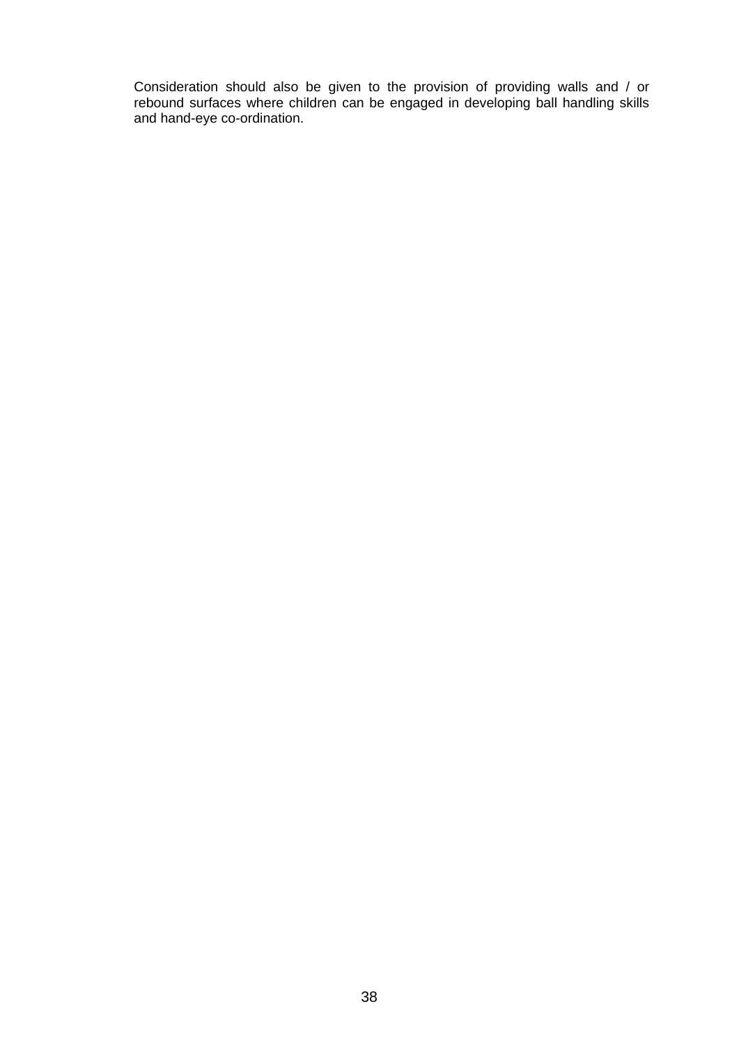Consideration should also be given to the provision of providing walls and / or rebound surfaces where children can be engaged in developing ball handling skills and hand-eye co-ordination.